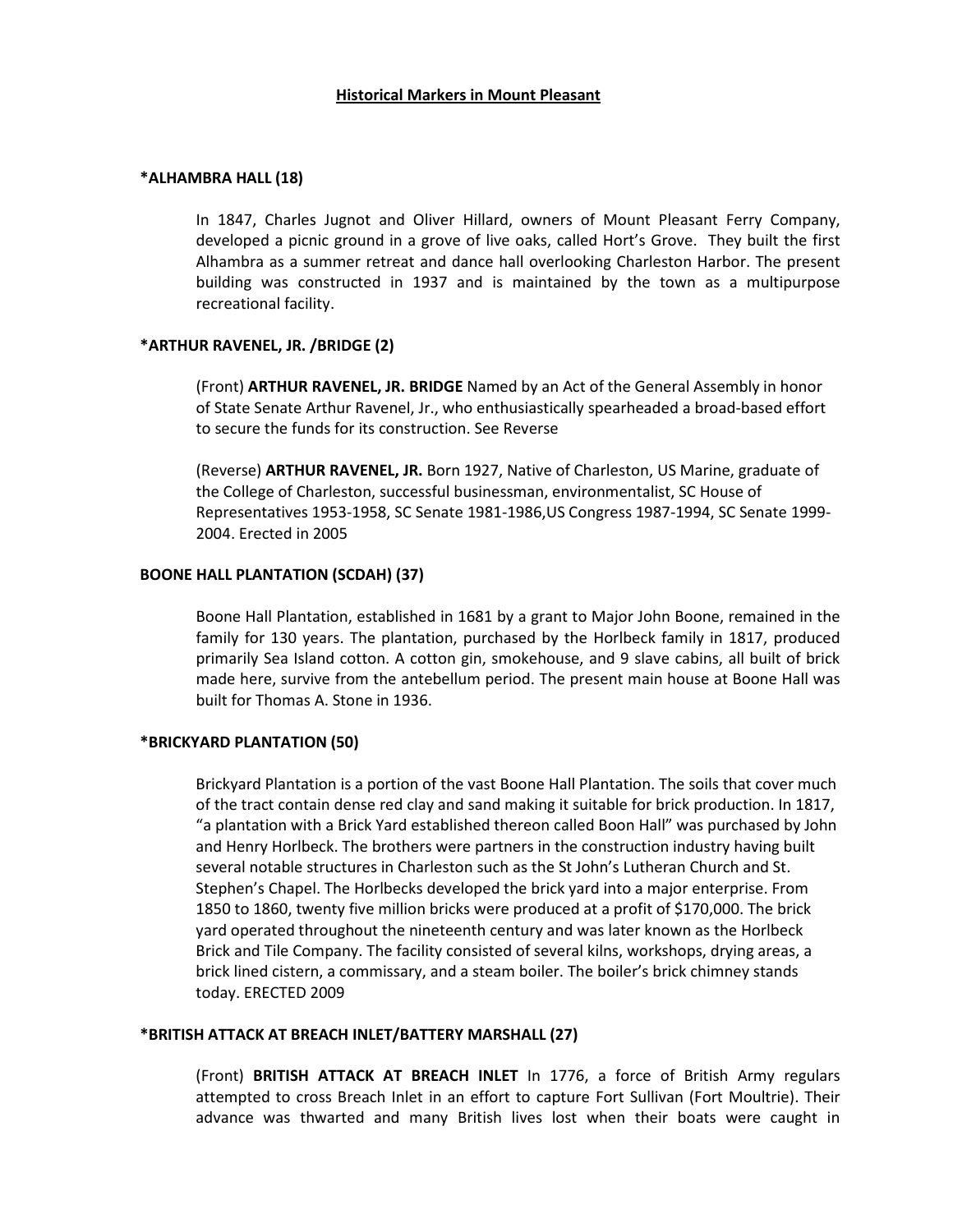# Historical Markers in Mount Pleasant

### *ALHAMBRA HALL (18)

In 1847, Charles Jugnot and Oliver Hillard, owners of Mount Pleasant Ferry Company, developed a picnic ground in a grove of live oaks, called Hort's Grove. They built the first Alhambra as a summer retreat and dance hall overlooking Charleston Harbor. The present building was constructed in 1937 and is maintained by the town as a multipurpose recreational facility.

### *ARTHUR RAVENEL, JR. /BRIDGE (2)

(Front) **ARTHUR RAVENEL, JR. BRIDGE** Named by an Act of the General Assembly in honor of State Senate Arthur Ravenel, Jr., who enthusiastically spearheaded a broad-based effort to secure the funds for its construction. See Reverse

(Reverse) **ARTHUR RAVENEL, JR.** Born 1927, Native of Charleston, US Marine, graduate of the College of Charleston, successful businessman, environmentalist, SC House of Representatives 1953-1958, SC Senate 1981-1986,US Congress 1987-1994, SC Senate 1999-2004. Erected in 2005

### BOONE HALL PLANTATION (SCDAH) (37)

Boone Hall Plantation, established in 1681 by a grant to Major John Boone, remained in the family for 130 years. The plantation, purchased by the Horlbeck family in 1817, produced primarily Sea Island cotton. A cotton gin, smokehouse, and 9 slave cabins, all built of brick made here, survive from the antebellum period. The present main house at Boone Hall was built for Thomas A. Stone in 1936.

### *BRICKYARD PLANTATION (50)

Brickyard Plantation is a portion of the vast Boone Hall Plantation. The soils that cover much of the tract contain dense red clay and sand making it suitable for brick production. In 1817, "a plantation with a Brick Yard established thereon called Boon Hall" was purchased by John and Henry Horlbeck. The brothers were partners in the construction industry having built several notable structures in Charleston such as the St John's Lutheran Church and St. Stephen's Chapel. The Horlbecks developed the brick yard into a major enterprise. From 1850 to 1860, twenty five million bricks were produced at a profit of $170,000. The brick yard operated throughout the nineteenth century and was later known as the Horlbeck Brick and Tile Company. The facility consisted of several kilns, workshops, drying areas, a brick lined cistern, a commissary, and a steam boiler. The boiler's brick chimney stands today. ERECTED 2009

### *BRITISH ATTACK AT BREACH INLET/BATTERY MARSHALL (27)

(Front) **BRITISH ATTACK AT BREACH INLET** In 1776, a force of British Army regulars attempted to cross Breach Inlet in an effort to capture Fort Sullivan (Fort Moultrie). Their advance was thwarted and many British lives lost when their boats were caught in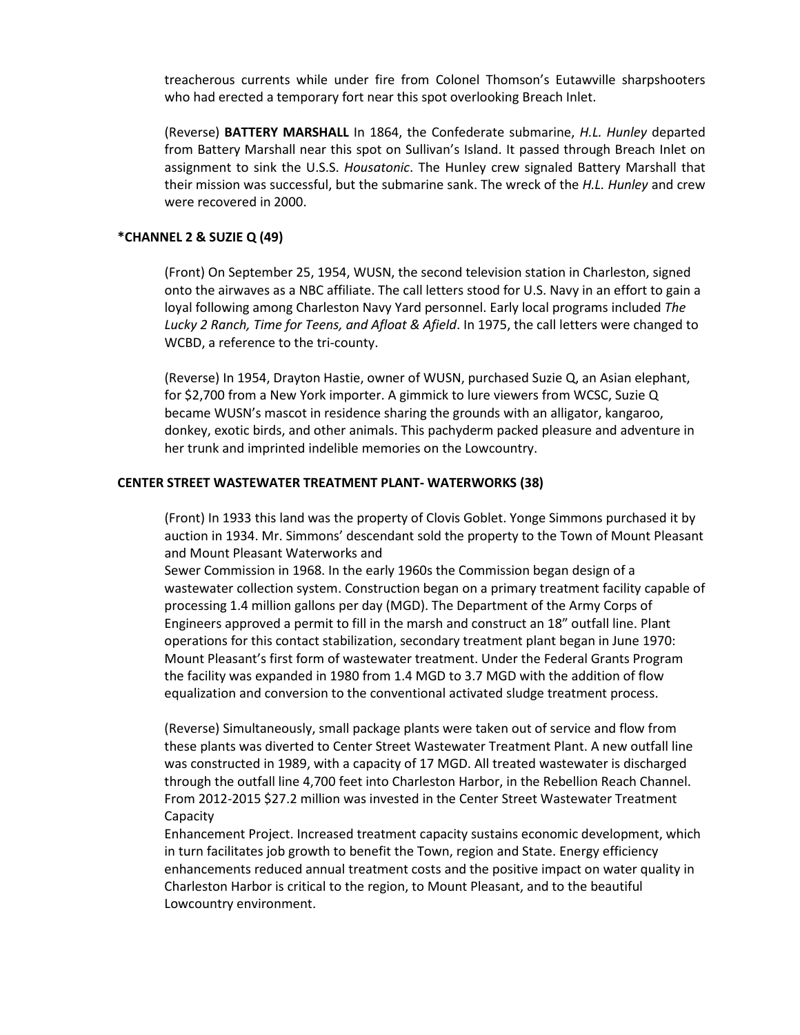treacherous currents while under fire from Colonel Thomson's Eutawville sharpshooters who had erected a temporary fort near this spot overlooking Breach Inlet.

(Reverse) **BATTERY MARSHALL** In 1864, the Confederate submarine, *H.L. Hunley* departed from Battery Marshall near this spot on Sullivan's Island. It passed through Breach Inlet on assignment to sink the U.S.S. *Housatonic*. The Hunley crew signaled Battery Marshall that their mission was successful, but the submarine sank. The wreck of the *H.L. Hunley* and crew were recovered in 2000.

**\*CHANNEL 2 & SUZIE Q (49)**

(Front) On September 25, 1954, WUSN, the second television station in Charleston, signed onto the airwaves as a NBC affiliate. The call letters stood for U.S. Navy in an effort to gain a loyal following among Charleston Navy Yard personnel. Early local programs included *The Lucky 2 Ranch, Time for Teens, and Afloat & Afield*. In 1975, the call letters were changed to WCBD, a reference to the tri-county.

(Reverse) In 1954, Drayton Hastie, owner of WUSN, purchased Suzie Q, an Asian elephant, for $2,700 from a New York importer. A gimmick to lure viewers from WCSC, Suzie Q became WUSN's mascot in residence sharing the grounds with an alligator, kangaroo, donkey, exotic birds, and other animals. This pachyderm packed pleasure and adventure in her trunk and imprinted indelible memories on the Lowcountry.

**CENTER STREET WASTEWATER TREATMENT PLANT- WATERWORKS (38)**

(Front) In 1933 this land was the property of Clovis Goblet. Yonge Simmons purchased it by auction in 1934. Mr. Simmons' descendant sold the property to the Town of Mount Pleasant and Mount Pleasant Waterworks and
Sewer Commission in 1968. In the early 1960s the Commission began design of a wastewater collection system. Construction began on a primary treatment facility capable of processing 1.4 million gallons per day (MGD). The Department of the Army Corps of Engineers approved a permit to fill in the marsh and construct an 18" outfall line. Plant operations for this contact stabilization, secondary treatment plant began in June 1970: Mount Pleasant's first form of wastewater treatment. Under the Federal Grants Program the facility was expanded in 1980 from 1.4 MGD to 3.7 MGD with the addition of flow equalization and conversion to the conventional activated sludge treatment process.

(Reverse) Simultaneously, small package plants were taken out of service and flow from these plants was diverted to Center Street Wastewater Treatment Plant. A new outfall line was constructed in 1989, with a capacity of 17 MGD. All treated wastewater is discharged through the outfall line 4,700 feet into Charleston Harbor, in the Rebellion Reach Channel. From 2012-2015 $27.2 million was invested in the Center Street Wastewater Treatment Capacity
Enhancement Project. Increased treatment capacity sustains economic development, which in turn facilitates job growth to benefit the Town, region and State. Energy efficiency enhancements reduced annual treatment costs and the positive impact on water quality in Charleston Harbor is critical to the region, to Mount Pleasant, and to the beautiful Lowcountry environment.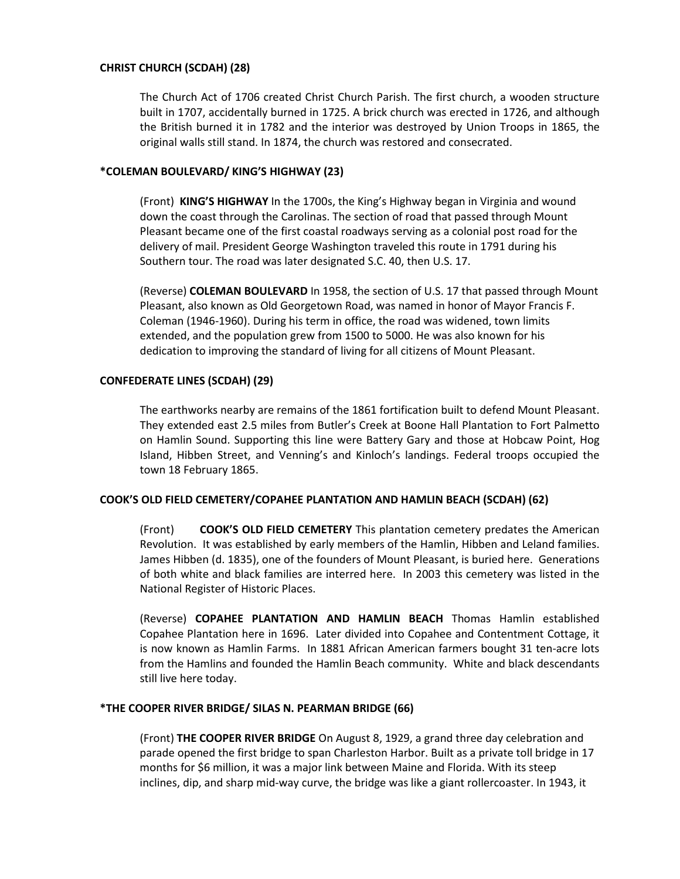**CHRIST CHURCH (SCDAH) (28)**

The Church Act of 1706 created Christ Church Parish. The first church, a wooden structure built in 1707, accidentally burned in 1725. A brick church was erected in 1726, and although the British burned it in 1782 and the interior was destroyed by Union Troops in 1865, the original walls still stand. In 1874, the church was restored and consecrated.

**\*COLEMAN BOULEVARD/ KING'S HIGHWAY (23)**

(Front) **KING'S HIGHWAY** In the 1700s, the King's Highway began in Virginia and wound down the coast through the Carolinas. The section of road that passed through Mount Pleasant became one of the first coastal roadways serving as a colonial post road for the delivery of mail. President George Washington traveled this route in 1791 during his Southern tour. The road was later designated S.C. 40, then U.S. 17.

(Reverse) **COLEMAN BOULEVARD** In 1958, the section of U.S. 17 that passed through Mount Pleasant, also known as Old Georgetown Road, was named in honor of Mayor Francis F. Coleman (1946-1960). During his term in office, the road was widened, town limits extended, and the population grew from 1500 to 5000. He was also known for his dedication to improving the standard of living for all citizens of Mount Pleasant.

**CONFEDERATE LINES (SCDAH) (29)**

The earthworks nearby are remains of the 1861 fortification built to defend Mount Pleasant. They extended east 2.5 miles from Butler's Creek at Boone Hall Plantation to Fort Palmetto on Hamlin Sound. Supporting this line were Battery Gary and those at Hobcaw Point, Hog Island, Hibben Street, and Venning's and Kinloch's landings. Federal troops occupied the town 18 February 1865.

**COOK'S OLD FIELD CEMETERY/COPAHEE PLANTATION AND HAMLIN BEACH (SCDAH) (62)**

(Front) **COOK'S OLD FIELD CEMETERY** This plantation cemetery predates the American Revolution. It was established by early members of the Hamlin, Hibben and Leland families. James Hibben (d. 1835), one of the founders of Mount Pleasant, is buried here. Generations of both white and black families are interred here. In 2003 this cemetery was listed in the National Register of Historic Places.

(Reverse) **COPAHEE PLANTATION AND HAMLIN BEACH** Thomas Hamlin established Copahee Plantation here in 1696. Later divided into Copahee and Contentment Cottage, it is now known as Hamlin Farms. In 1881 African American farmers bought 31 ten-acre lots from the Hamlins and founded the Hamlin Beach community. White and black descendants still live here today.

**\*THE COOPER RIVER BRIDGE/ SILAS N. PEARMAN BRIDGE (66)**

(Front) **THE COOPER RIVER BRIDGE** On August 8, 1929, a grand three day celebration and parade opened the first bridge to span Charleston Harbor. Built as a private toll bridge in 17 months for $6 million, it was a major link between Maine and Florida. With its steep inclines, dip, and sharp mid-way curve, the bridge was like a giant rollercoaster. In 1943, it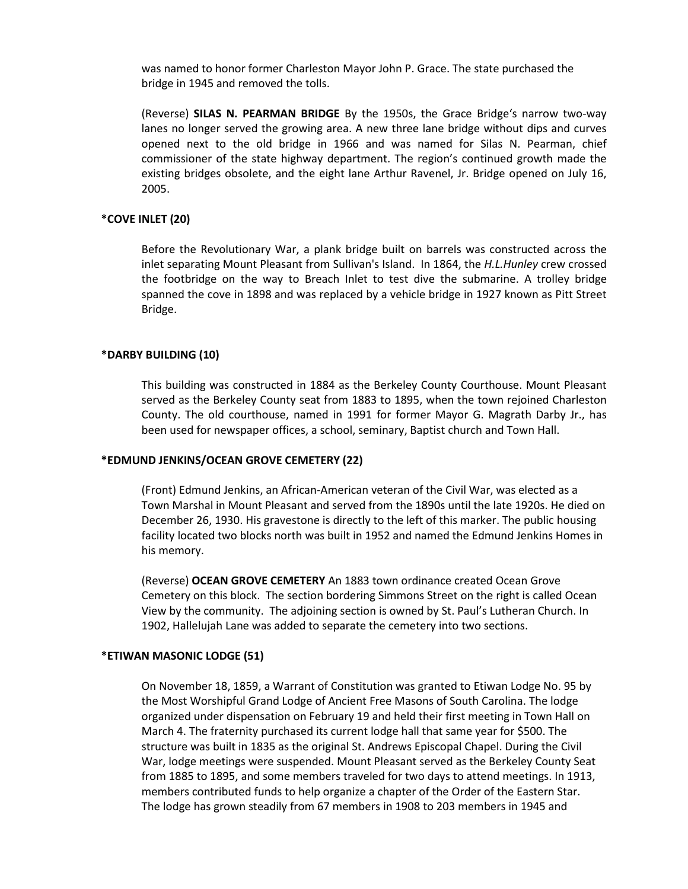was named to honor former Charleston Mayor John P. Grace. The state purchased the bridge in 1945 and removed the tolls.

(Reverse) **SILAS N. PEARMAN BRIDGE** By the 1950s, the Grace Bridge's narrow two-way lanes no longer served the growing area. A new three lane bridge without dips and curves opened next to the old bridge in 1966 and was named for Silas N. Pearman, chief commissioner of the state highway department. The region's continued growth made the existing bridges obsolete, and the eight lane Arthur Ravenel, Jr. Bridge opened on July 16, 2005.

### *COVE INLET (20)

Before the Revolutionary War, a plank bridge built on barrels was constructed across the inlet separating Mount Pleasant from Sullivan's Island. In 1864, the *H.L.Hunley* crew crossed the footbridge on the way to Breach Inlet to test dive the submarine. A trolley bridge spanned the cove in 1898 and was replaced by a vehicle bridge in 1927 known as Pitt Street Bridge.

### *DARBY BUILDING (10)

This building was constructed in 1884 as the Berkeley County Courthouse. Mount Pleasant served as the Berkeley County seat from 1883 to 1895, when the town rejoined Charleston County. The old courthouse, named in 1991 for former Mayor G. Magrath Darby Jr., has been used for newspaper offices, a school, seminary, Baptist church and Town Hall.

### *EDMUND JENKINS/OCEAN GROVE CEMETERY (22)

(Front) Edmund Jenkins, an African-American veteran of the Civil War, was elected as a Town Marshal in Mount Pleasant and served from the 1890s until the late 1920s. He died on December 26, 1930. His gravestone is directly to the left of this marker. The public housing facility located two blocks north was built in 1952 and named the Edmund Jenkins Homes in his memory.

(Reverse) **OCEAN GROVE CEMETERY** An 1883 town ordinance created Ocean Grove Cemetery on this block. The section bordering Simmons Street on the right is called Ocean View by the community. The adjoining section is owned by St. Paul's Lutheran Church. In 1902, Hallelujah Lane was added to separate the cemetery into two sections.

### *ETIWAN MASONIC LODGE (51)

On November 18, 1859, a Warrant of Constitution was granted to Etiwan Lodge No. 95 by the Most Worshipful Grand Lodge of Ancient Free Masons of South Carolina. The lodge organized under dispensation on February 19 and held their first meeting in Town Hall on March 4. The fraternity purchased its current lodge hall that same year for $500. The structure was built in 1835 as the original St. Andrews Episcopal Chapel. During the Civil War, lodge meetings were suspended. Mount Pleasant served as the Berkeley County Seat from 1885 to 1895, and some members traveled for two days to attend meetings. In 1913, members contributed funds to help organize a chapter of the Order of the Eastern Star. The lodge has grown steadily from 67 members in 1908 to 203 members in 1945 and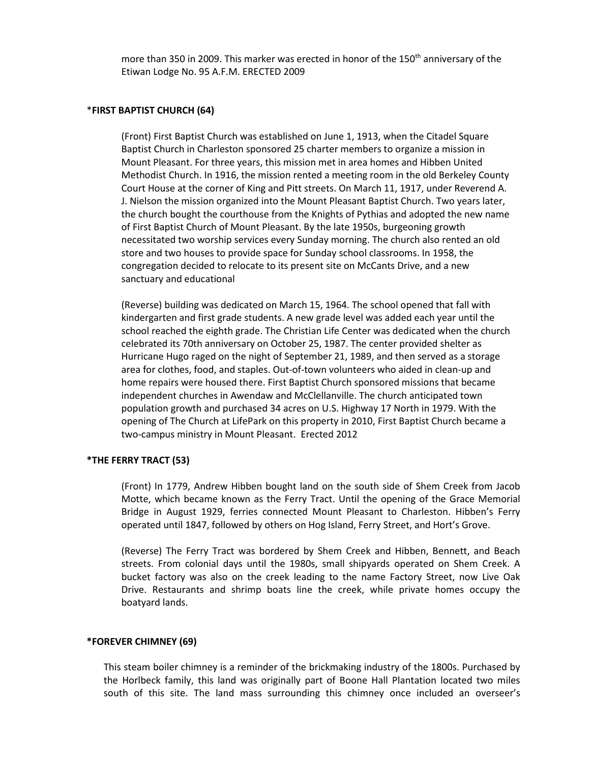more than 350 in 2009. This marker was erected in honor of the 150th anniversary of the Etiwan Lodge No. 95 A.F.M. ERECTED 2009

### *FIRST BAPTIST CHURCH (64)

(Front) First Baptist Church was established on June 1, 1913, when the Citadel Square Baptist Church in Charleston sponsored 25 charter members to organize a mission in Mount Pleasant. For three years, this mission met in area homes and Hibben United Methodist Church. In 1916, the mission rented a meeting room in the old Berkeley County Court House at the corner of King and Pitt streets. On March 11, 1917, under Reverend A. J. Nielson the mission organized into the Mount Pleasant Baptist Church. Two years later, the church bought the courthouse from the Knights of Pythias and adopted the new name of First Baptist Church of Mount Pleasant. By the late 1950s, burgeoning growth necessitated two worship services every Sunday morning. The church also rented an old store and two houses to provide space for Sunday school classrooms. In 1958, the congregation decided to relocate to its present site on McCants Drive, and a new sanctuary and educational

(Reverse) building was dedicated on March 15, 1964. The school opened that fall with kindergarten and first grade students. A new grade level was added each year until the school reached the eighth grade. The Christian Life Center was dedicated when the church celebrated its 70th anniversary on October 25, 1987. The center provided shelter as Hurricane Hugo raged on the night of September 21, 1989, and then served as a storage area for clothes, food, and staples. Out-of-town volunteers who aided in clean-up and home repairs were housed there. First Baptist Church sponsored missions that became independent churches in Awendaw and McClellanville. The church anticipated town population growth and purchased 34 acres on U.S. Highway 17 North in 1979. With the opening of The Church at LifePark on this property in 2010, First Baptist Church became a two-campus ministry in Mount Pleasant. Erected 2012

### *THE FERRY TRACT (53)

(Front) In 1779, Andrew Hibben bought land on the south side of Shem Creek from Jacob Motte, which became known as the Ferry Tract. Until the opening of the Grace Memorial Bridge in August 1929, ferries connected Mount Pleasant to Charleston. Hibben's Ferry operated until 1847, followed by others on Hog Island, Ferry Street, and Hort's Grove.

(Reverse) The Ferry Tract was bordered by Shem Creek and Hibben, Bennett, and Beach streets. From colonial days until the 1980s, small shipyards operated on Shem Creek. A bucket factory was also on the creek leading to the name Factory Street, now Live Oak Drive. Restaurants and shrimp boats line the creek, while private homes occupy the boatyard lands.

### *FOREVER CHIMNEY (69)

This steam boiler chimney is a reminder of the brickmaking industry of the 1800s. Purchased by the Horlbeck family, this land was originally part of Boone Hall Plantation located two miles south of this site. The land mass surrounding this chimney once included an overseer's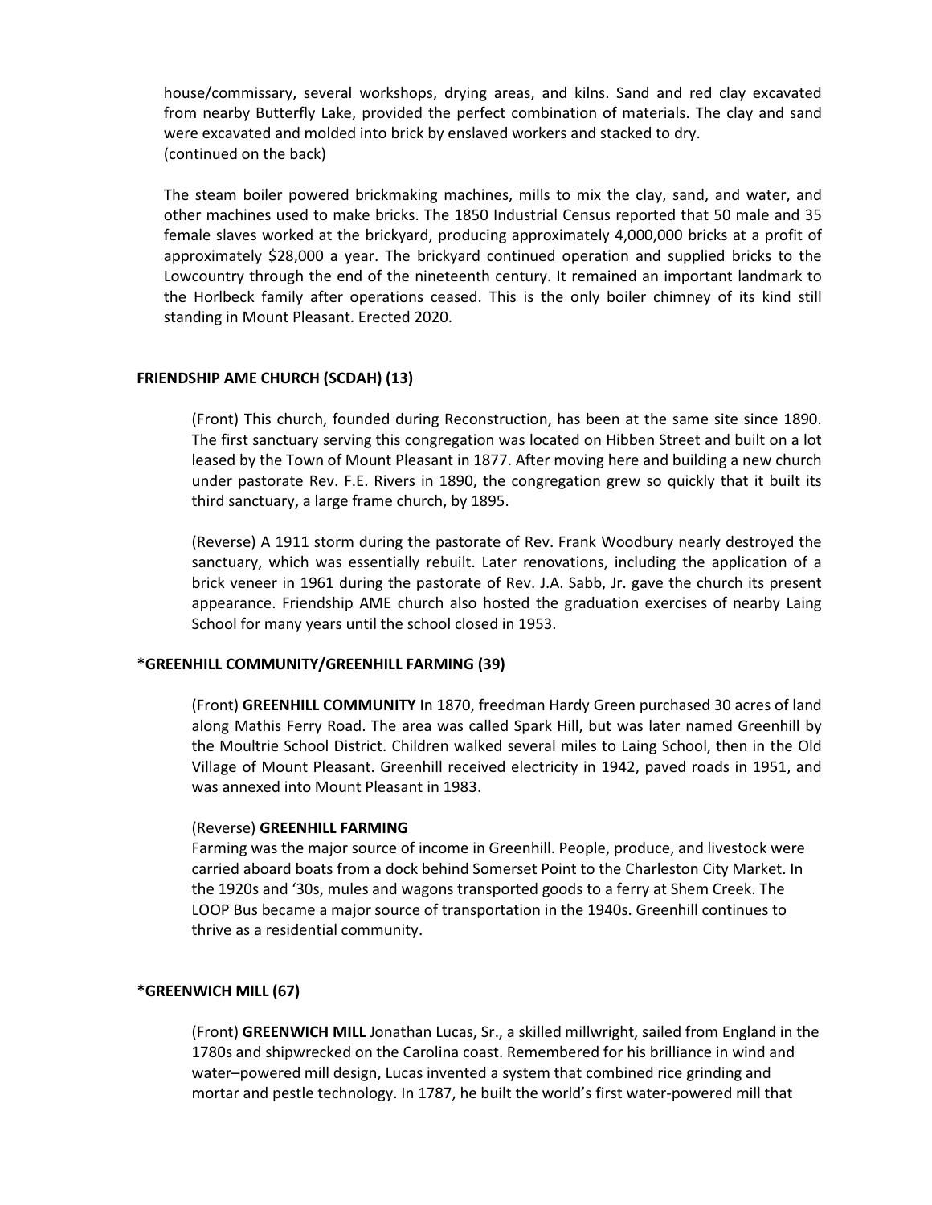house/commissary, several workshops, drying areas, and kilns. Sand and red clay excavated from nearby Butterfly Lake, provided the perfect combination of materials. The clay and sand were excavated and molded into brick by enslaved workers and stacked to dry.
(continued on the back)

The steam boiler powered brickmaking machines, mills to mix the clay, sand, and water, and other machines used to make bricks. The 1850 Industrial Census reported that 50 male and 35 female slaves worked at the brickyard, producing approximately 4,000,000 bricks at a profit of approximately $28,000 a year. The brickyard continued operation and supplied bricks to the Lowcountry through the end of the nineteenth century. It remained an important landmark to the Horlbeck family after operations ceased. This is the only boiler chimney of its kind still standing in Mount Pleasant. Erected 2020.

**FRIENDSHIP AME CHURCH (SCDAH) (13)**

(Front) This church, founded during Reconstruction, has been at the same site since 1890. The first sanctuary serving this congregation was located on Hibben Street and built on a lot leased by the Town of Mount Pleasant in 1877. After moving here and building a new church under pastorate Rev. F.E. Rivers in 1890, the congregation grew so quickly that it built its third sanctuary, a large frame church, by 1895.

(Reverse) A 1911 storm during the pastorate of Rev. Frank Woodbury nearly destroyed the sanctuary, which was essentially rebuilt. Later renovations, including the application of a brick veneer in 1961 during the pastorate of Rev. J.A. Sabb, Jr. gave the church its present appearance. Friendship AME church also hosted the graduation exercises of nearby Laing School for many years until the school closed in 1953.

**\*GREENHILL COMMUNITY/GREENHILL FARMING (39)**

(Front) **GREENHILL COMMUNITY** In 1870, freedman Hardy Green purchased 30 acres of land along Mathis Ferry Road. The area was called Spark Hill, but was later named Greenhill by the Moultrie School District. Children walked several miles to Laing School, then in the Old Village of Mount Pleasant. Greenhill received electricity in 1942, paved roads in 1951, and was annexed into Mount Pleasant in 1983.

(Reverse) **GREENHILL FARMING**
Farming was the major source of income in Greenhill. People, produce, and livestock were carried aboard boats from a dock behind Somerset Point to the Charleston City Market. In the 1920s and '30s, mules and wagons transported goods to a ferry at Shem Creek. The LOOP Bus became a major source of transportation in the 1940s. Greenhill continues to thrive as a residential community.

**\*GREENWICH MILL (67)**

(Front) **GREENWICH MILL** Jonathan Lucas, Sr., a skilled millwright, sailed from England in the 1780s and shipwrecked on the Carolina coast. Remembered for his brilliance in wind and water–powered mill design, Lucas invented a system that combined rice grinding and mortar and pestle technology. In 1787, he built the world's first water-powered mill that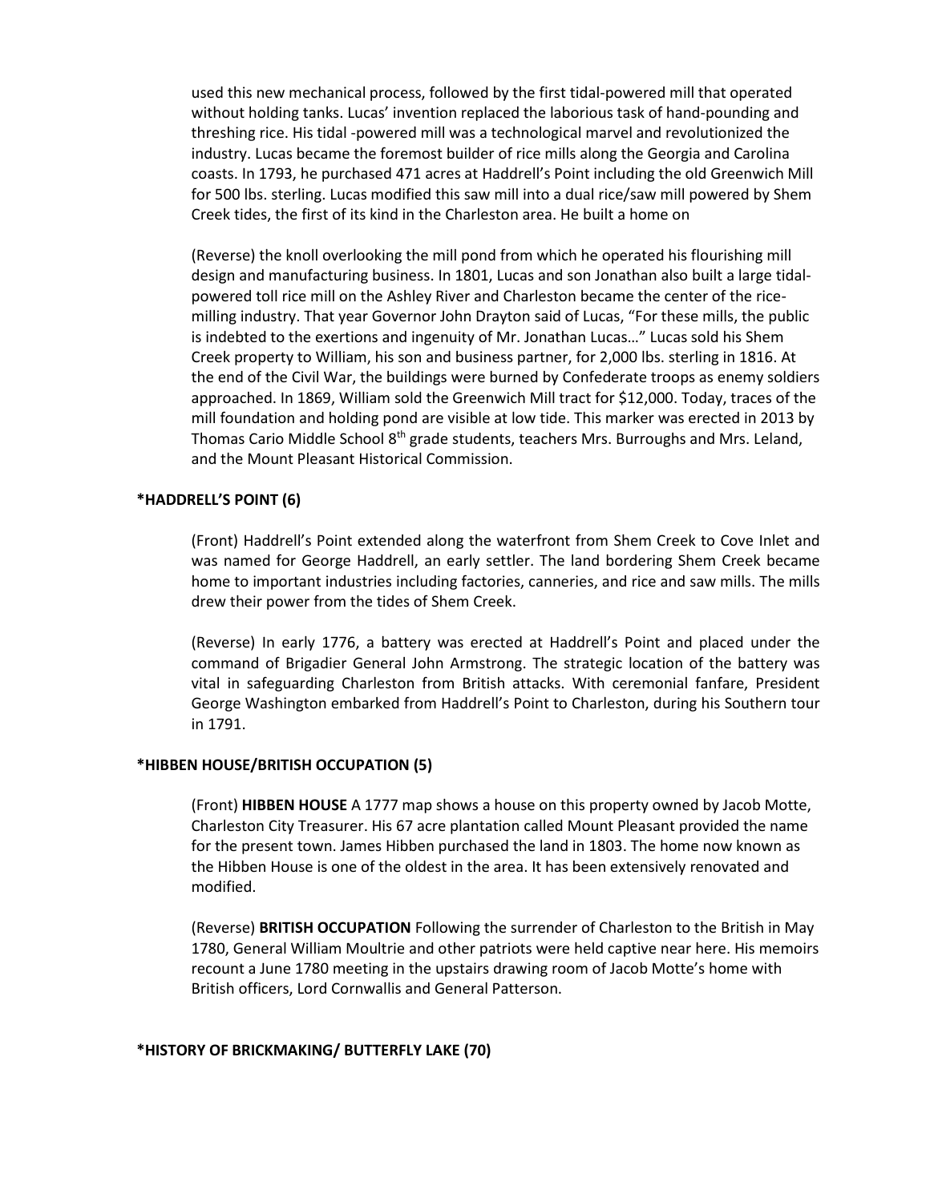used this new mechanical process, followed by the first tidal-powered mill that operated without holding tanks. Lucas' invention replaced the laborious task of hand-pounding and threshing rice. His tidal -powered mill was a technological marvel and revolutionized the industry. Lucas became the foremost builder of rice mills along the Georgia and Carolina coasts. In 1793, he purchased 471 acres at Haddrell's Point including the old Greenwich Mill for 500 lbs. sterling. Lucas modified this saw mill into a dual rice/saw mill powered by Shem Creek tides, the first of its kind in the Charleston area. He built a home on

(Reverse) the knoll overlooking the mill pond from which he operated his flourishing mill design and manufacturing business. In 1801, Lucas and son Jonathan also built a large tidal-powered toll rice mill on the Ashley River and Charleston became the center of the rice-milling industry. That year Governor John Drayton said of Lucas, "For these mills, the public is indebted to the exertions and ingenuity of Mr. Jonathan Lucas…" Lucas sold his Shem Creek property to William, his son and business partner, for 2,000 lbs. sterling in 1816. At the end of the Civil War, the buildings were burned by Confederate troops as enemy soldiers approached. In 1869, William sold the Greenwich Mill tract for $12,000. Today, traces of the mill foundation and holding pond are visible at low tide. This marker was erected in 2013 by Thomas Cario Middle School 8th grade students, teachers Mrs. Burroughs and Mrs. Leland, and the Mount Pleasant Historical Commission.

**\*HADDRELL'S POINT (6)**

(Front) Haddrell's Point extended along the waterfront from Shem Creek to Cove Inlet and was named for George Haddrell, an early settler. The land bordering Shem Creek became home to important industries including factories, canneries, and rice and saw mills. The mills drew their power from the tides of Shem Creek.

(Reverse) In early 1776, a battery was erected at Haddrell's Point and placed under the command of Brigadier General John Armstrong. The strategic location of the battery was vital in safeguarding Charleston from British attacks. With ceremonial fanfare, President George Washington embarked from Haddrell's Point to Charleston, during his Southern tour in 1791.

**\*HIBBEN HOUSE/BRITISH OCCUPATION (5)**

(Front) **HIBBEN HOUSE** A 1777 map shows a house on this property owned by Jacob Motte, Charleston City Treasurer. His 67 acre plantation called Mount Pleasant provided the name for the present town. James Hibben purchased the land in 1803. The home now known as the Hibben House is one of the oldest in the area. It has been extensively renovated and modified.

(Reverse) **BRITISH OCCUPATION** Following the surrender of Charleston to the British in May 1780, General William Moultrie and other patriots were held captive near here. His memoirs recount a June 1780 meeting in the upstairs drawing room of Jacob Motte's home with British officers, Lord Cornwallis and General Patterson.

**\*HISTORY OF BRICKMAKING/ BUTTERFLY LAKE (70)**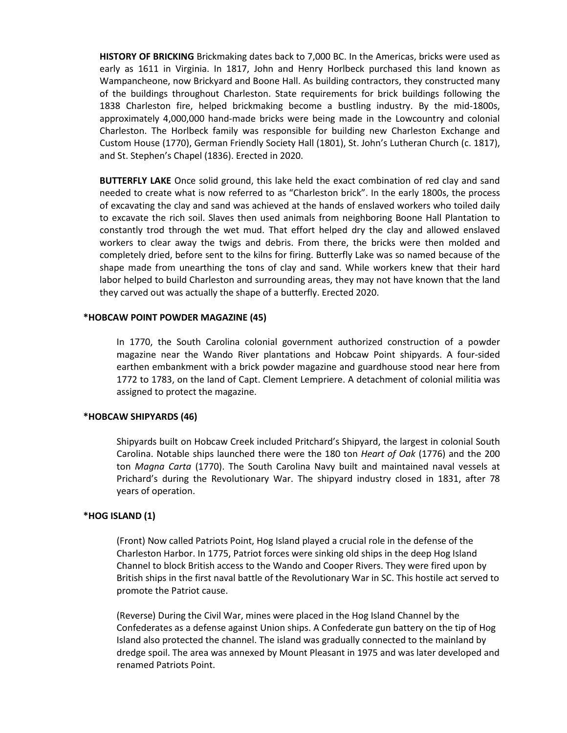**HISTORY OF BRICKING** Brickmaking dates back to 7,000 BC. In the Americas, bricks were used as early as 1611 in Virginia. In 1817, John and Henry Horlbeck purchased this land known as Wampancheone, now Brickyard and Boone Hall. As building contractors, they constructed many of the buildings throughout Charleston. State requirements for brick buildings following the 1838 Charleston fire, helped brickmaking become a bustling industry. By the mid-1800s, approximately 4,000,000 hand-made bricks were being made in the Lowcountry and colonial Charleston. The Horlbeck family was responsible for building new Charleston Exchange and Custom House (1770), German Friendly Society Hall (1801), St. John's Lutheran Church (c. 1817), and St. Stephen's Chapel (1836). Erected in 2020.

**BUTTERFLY LAKE** Once solid ground, this lake held the exact combination of red clay and sand needed to create what is now referred to as "Charleston brick". In the early 1800s, the process of excavating the clay and sand was achieved at the hands of enslaved workers who toiled daily to excavate the rich soil. Slaves then used animals from neighboring Boone Hall Plantation to constantly trod through the wet mud. That effort helped dry the clay and allowed enslaved workers to clear away the twigs and debris. From there, the bricks were then molded and completely dried, before sent to the kilns for firing. Butterfly Lake was so named because of the shape made from unearthing the tons of clay and sand. While workers knew that their hard labor helped to build Charleston and surrounding areas, they may not have known that the land they carved out was actually the shape of a butterfly. Erected 2020.

**\*HOBCAW POINT POWDER MAGAZINE (45)**

In 1770, the South Carolina colonial government authorized construction of a powder magazine near the Wando River plantations and Hobcaw Point shipyards. A four-sided earthen embankment with a brick powder magazine and guardhouse stood near here from 1772 to 1783, on the land of Capt. Clement Lempriere. A detachment of colonial militia was assigned to protect the magazine.

**\*HOBCAW SHIPYARDS (46)**

Shipyards built on Hobcaw Creek included Pritchard's Shipyard, the largest in colonial South Carolina. Notable ships launched there were the 180 ton *Heart of Oak* (1776) and the 200 ton *Magna Carta* (1770). The South Carolina Navy built and maintained naval vessels at Prichard's during the Revolutionary War. The shipyard industry closed in 1831, after 78 years of operation.

**\*HOG ISLAND (1)**

(Front) Now called Patriots Point, Hog Island played a crucial role in the defense of the Charleston Harbor. In 1775, Patriot forces were sinking old ships in the deep Hog Island Channel to block British access to the Wando and Cooper Rivers. They were fired upon by British ships in the first naval battle of the Revolutionary War in SC. This hostile act served to promote the Patriot cause.

(Reverse) During the Civil War, mines were placed in the Hog Island Channel by the Confederates as a defense against Union ships. A Confederate gun battery on the tip of Hog Island also protected the channel. The island was gradually connected to the mainland by dredge spoil. The area was annexed by Mount Pleasant in 1975 and was later developed and renamed Patriots Point.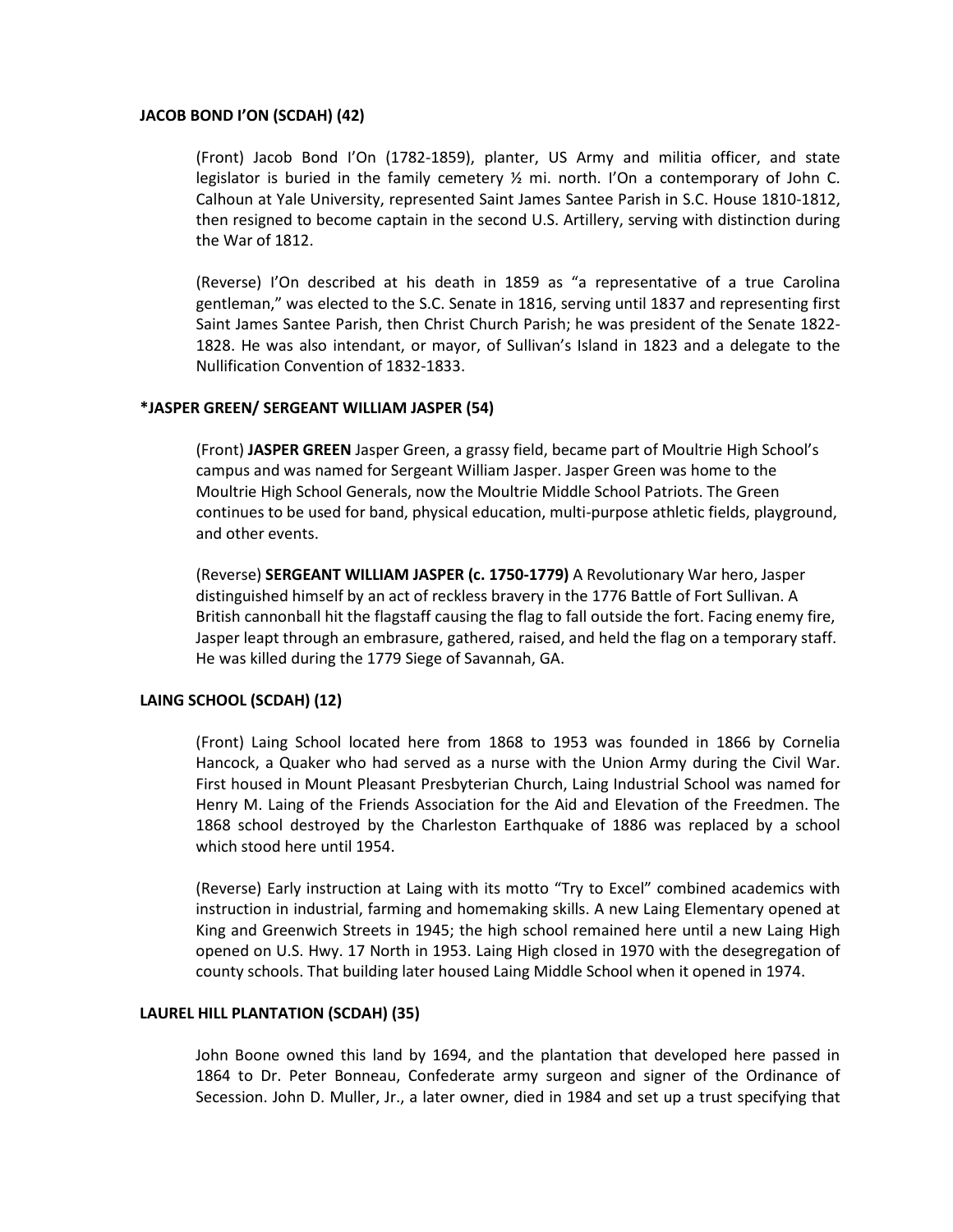**JACOB BOND I'ON (SCDAH) (42)**

(Front) Jacob Bond I'On (1782-1859), planter, US Army and militia officer, and state legislator is buried in the family cemetery ½ mi. north. I'On a contemporary of John C. Calhoun at Yale University, represented Saint James Santee Parish in S.C. House 1810-1812, then resigned to become captain in the second U.S. Artillery, serving with distinction during the War of 1812.

(Reverse) I'On described at his death in 1859 as "a representative of a true Carolina gentleman," was elected to the S.C. Senate in 1816, serving until 1837 and representing first Saint James Santee Parish, then Christ Church Parish; he was president of the Senate 1822-1828. He was also intendant, or mayor, of Sullivan's Island in 1823 and a delegate to the Nullification Convention of 1832-1833.

**\*JASPER GREEN/ SERGEANT WILLIAM JASPER (54)**

(Front) **JASPER GREEN** Jasper Green, a grassy field, became part of Moultrie High School's campus and was named for Sergeant William Jasper. Jasper Green was home to the Moultrie High School Generals, now the Moultrie Middle School Patriots. The Green continues to be used for band, physical education, multi-purpose athletic fields, playground, and other events.

(Reverse) **SERGEANT WILLIAM JASPER (c. 1750-1779)** A Revolutionary War hero, Jasper distinguished himself by an act of reckless bravery in the 1776 Battle of Fort Sullivan. A British cannonball hit the flagstaff causing the flag to fall outside the fort. Facing enemy fire, Jasper leapt through an embrasure, gathered, raised, and held the flag on a temporary staff. He was killed during the 1779 Siege of Savannah, GA.

**LAING SCHOOL (SCDAH) (12)**

(Front) Laing School located here from 1868 to 1953 was founded in 1866 by Cornelia Hancock, a Quaker who had served as a nurse with the Union Army during the Civil War. First housed in Mount Pleasant Presbyterian Church, Laing Industrial School was named for Henry M. Laing of the Friends Association for the Aid and Elevation of the Freedmen. The 1868 school destroyed by the Charleston Earthquake of 1886 was replaced by a school which stood here until 1954.

(Reverse) Early instruction at Laing with its motto "Try to Excel" combined academics with instruction in industrial, farming and homemaking skills. A new Laing Elementary opened at King and Greenwich Streets in 1945; the high school remained here until a new Laing High opened on U.S. Hwy. 17 North in 1953. Laing High closed in 1970 with the desegregation of county schools. That building later housed Laing Middle School when it opened in 1974.

**LAUREL HILL PLANTATION (SCDAH) (35)**

John Boone owned this land by 1694, and the plantation that developed here passed in 1864 to Dr. Peter Bonneau, Confederate army surgeon and signer of the Ordinance of Secession. John D. Muller, Jr., a later owner, died in 1984 and set up a trust specifying that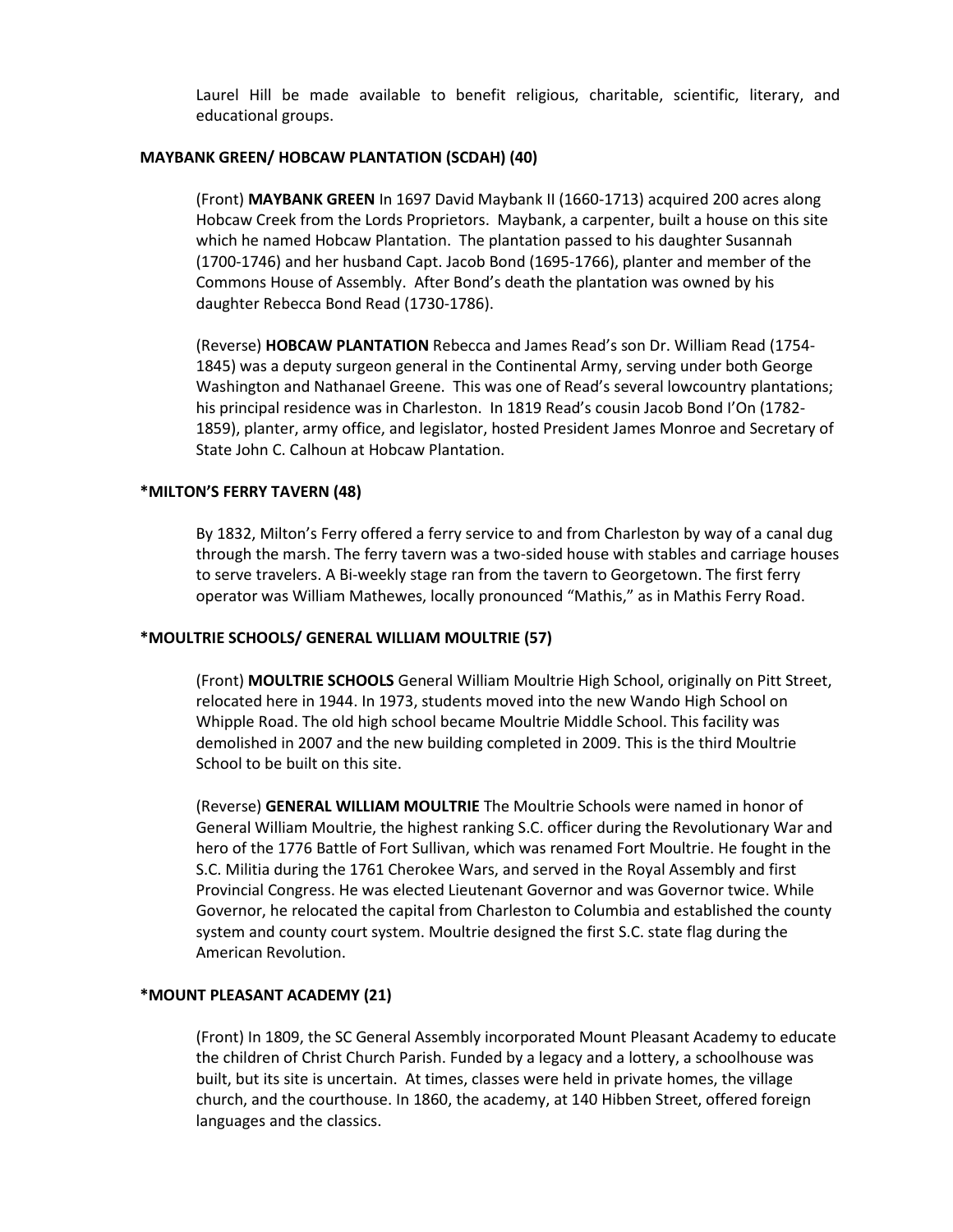Laurel Hill be made available to benefit religious, charitable, scientific, literary, and educational groups.

**MAYBANK GREEN/ HOBCAW PLANTATION (SCDAH) (40)**

(Front) **MAYBANK GREEN** In 1697 David Maybank II (1660-1713) acquired 200 acres along Hobcaw Creek from the Lords Proprietors. Maybank, a carpenter, built a house on this site which he named Hobcaw Plantation. The plantation passed to his daughter Susannah (1700-1746) and her husband Capt. Jacob Bond (1695-1766), planter and member of the Commons House of Assembly. After Bond's death the plantation was owned by his daughter Rebecca Bond Read (1730-1786).

(Reverse) **HOBCAW PLANTATION** Rebecca and James Read's son Dr. William Read (1754-1845) was a deputy surgeon general in the Continental Army, serving under both George Washington and Nathanael Greene. This was one of Read's several lowcountry plantations; his principal residence was in Charleston. In 1819 Read's cousin Jacob Bond I'On (1782-1859), planter, army office, and legislator, hosted President James Monroe and Secretary of State John C. Calhoun at Hobcaw Plantation.

**\*MILTON'S FERRY TAVERN (48)**

By 1832, Milton's Ferry offered a ferry service to and from Charleston by way of a canal dug through the marsh. The ferry tavern was a two-sided house with stables and carriage houses to serve travelers. A Bi-weekly stage ran from the tavern to Georgetown. The first ferry operator was William Mathewes, locally pronounced "Mathis," as in Mathis Ferry Road.

**\*MOULTRIE SCHOOLS/ GENERAL WILLIAM MOULTRIE (57)**

(Front) **MOULTRIE SCHOOLS** General William Moultrie High School, originally on Pitt Street, relocated here in 1944. In 1973, students moved into the new Wando High School on Whipple Road. The old high school became Moultrie Middle School. This facility was demolished in 2007 and the new building completed in 2009. This is the third Moultrie School to be built on this site.

(Reverse) **GENERAL WILLIAM MOULTRIE** The Moultrie Schools were named in honor of General William Moultrie, the highest ranking S.C. officer during the Revolutionary War and hero of the 1776 Battle of Fort Sullivan, which was renamed Fort Moultrie. He fought in the S.C. Militia during the 1761 Cherokee Wars, and served in the Royal Assembly and first Provincial Congress. He was elected Lieutenant Governor and was Governor twice. While Governor, he relocated the capital from Charleston to Columbia and established the county system and county court system. Moultrie designed the first S.C. state flag during the American Revolution.

**\*MOUNT PLEASANT ACADEMY (21)**

(Front) In 1809, the SC General Assembly incorporated Mount Pleasant Academy to educate the children of Christ Church Parish. Funded by a legacy and a lottery, a schoolhouse was built, but its site is uncertain. At times, classes were held in private homes, the village church, and the courthouse. In 1860, the academy, at 140 Hibben Street, offered foreign languages and the classics.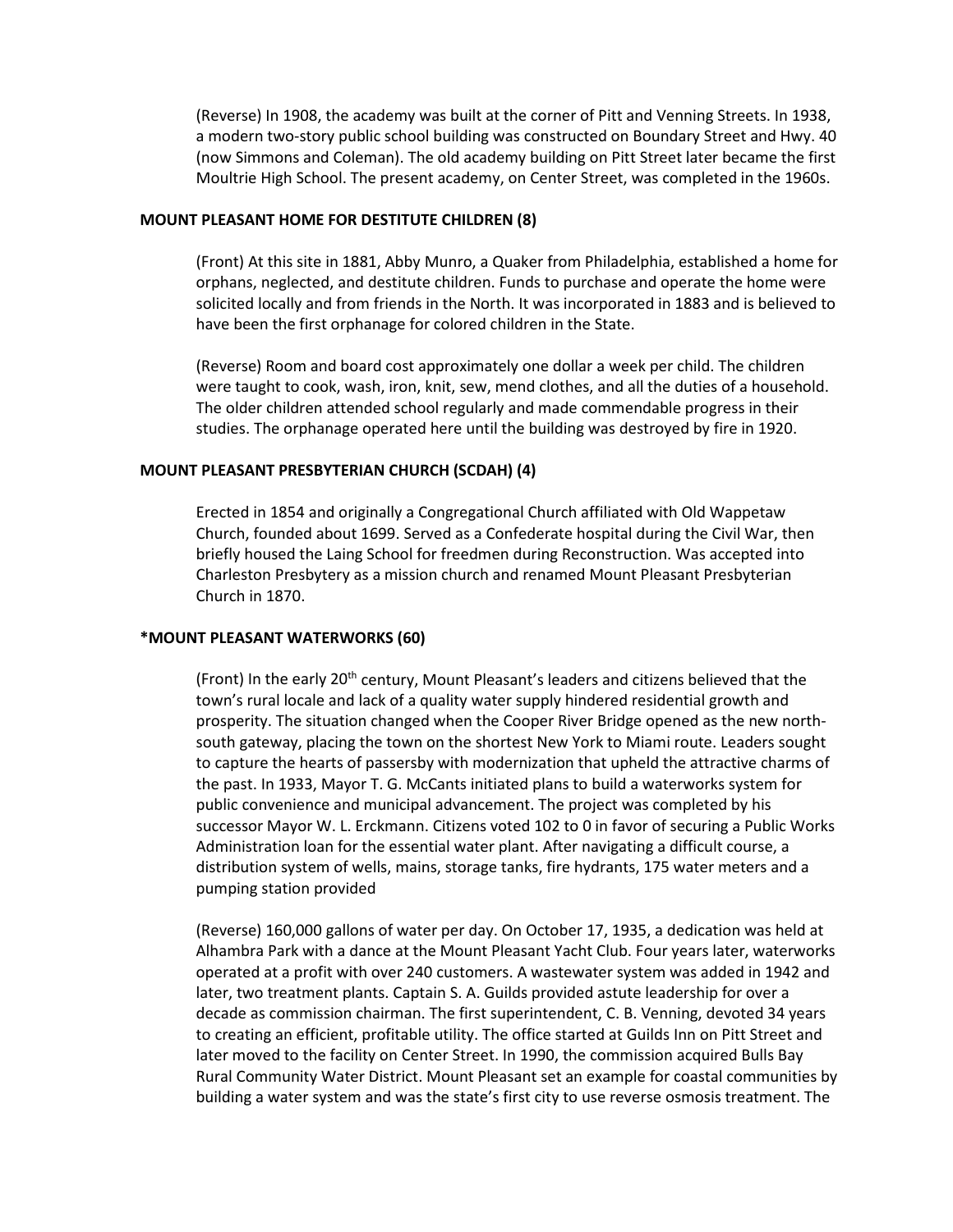(Reverse) In 1908, the academy was built at the corner of Pitt and Venning Streets. In 1938, a modern two-story public school building was constructed on Boundary Street and Hwy. 40 (now Simmons and Coleman). The old academy building on Pitt Street later became the first Moultrie High School. The present academy, on Center Street, was completed in the 1960s.

**MOUNT PLEASANT HOME FOR DESTITUTE CHILDREN (8)**

(Front) At this site in 1881, Abby Munro, a Quaker from Philadelphia, established a home for orphans, neglected, and destitute children. Funds to purchase and operate the home were solicited locally and from friends in the North. It was incorporated in 1883 and is believed to have been the first orphanage for colored children in the State.

(Reverse) Room and board cost approximately one dollar a week per child. The children were taught to cook, wash, iron, knit, sew, mend clothes, and all the duties of a household. The older children attended school regularly and made commendable progress in their studies. The orphanage operated here until the building was destroyed by fire in 1920.

**MOUNT PLEASANT PRESBYTERIAN CHURCH (SCDAH) (4)**

Erected in 1854 and originally a Congregational Church affiliated with Old Wappetaw Church, founded about 1699. Served as a Confederate hospital during the Civil War, then briefly housed the Laing School for freedmen during Reconstruction. Was accepted into Charleston Presbytery as a mission church and renamed Mount Pleasant Presbyterian Church in 1870.

**\*MOUNT PLEASANT WATERWORKS (60)**

(Front) In the early 20th century, Mount Pleasant's leaders and citizens believed that the town's rural locale and lack of a quality water supply hindered residential growth and prosperity. The situation changed when the Cooper River Bridge opened as the new north-south gateway, placing the town on the shortest New York to Miami route. Leaders sought to capture the hearts of passersby with modernization that upheld the attractive charms of the past. In 1933, Mayor T. G. McCants initiated plans to build a waterworks system for public convenience and municipal advancement. The project was completed by his successor Mayor W. L. Erckmann. Citizens voted 102 to 0 in favor of securing a Public Works Administration loan for the essential water plant. After navigating a difficult course, a distribution system of wells, mains, storage tanks, fire hydrants, 175 water meters and a pumping station provided

(Reverse) 160,000 gallons of water per day. On October 17, 1935, a dedication was held at Alhambra Park with a dance at the Mount Pleasant Yacht Club. Four years later, waterworks operated at a profit with over 240 customers. A wastewater system was added in 1942 and later, two treatment plants. Captain S. A. Guilds provided astute leadership for over a decade as commission chairman. The first superintendent, C. B. Venning, devoted 34 years to creating an efficient, profitable utility. The office started at Guilds Inn on Pitt Street and later moved to the facility on Center Street. In 1990, the commission acquired Bulls Bay Rural Community Water District. Mount Pleasant set an example for coastal communities by building a water system and was the state's first city to use reverse osmosis treatment. The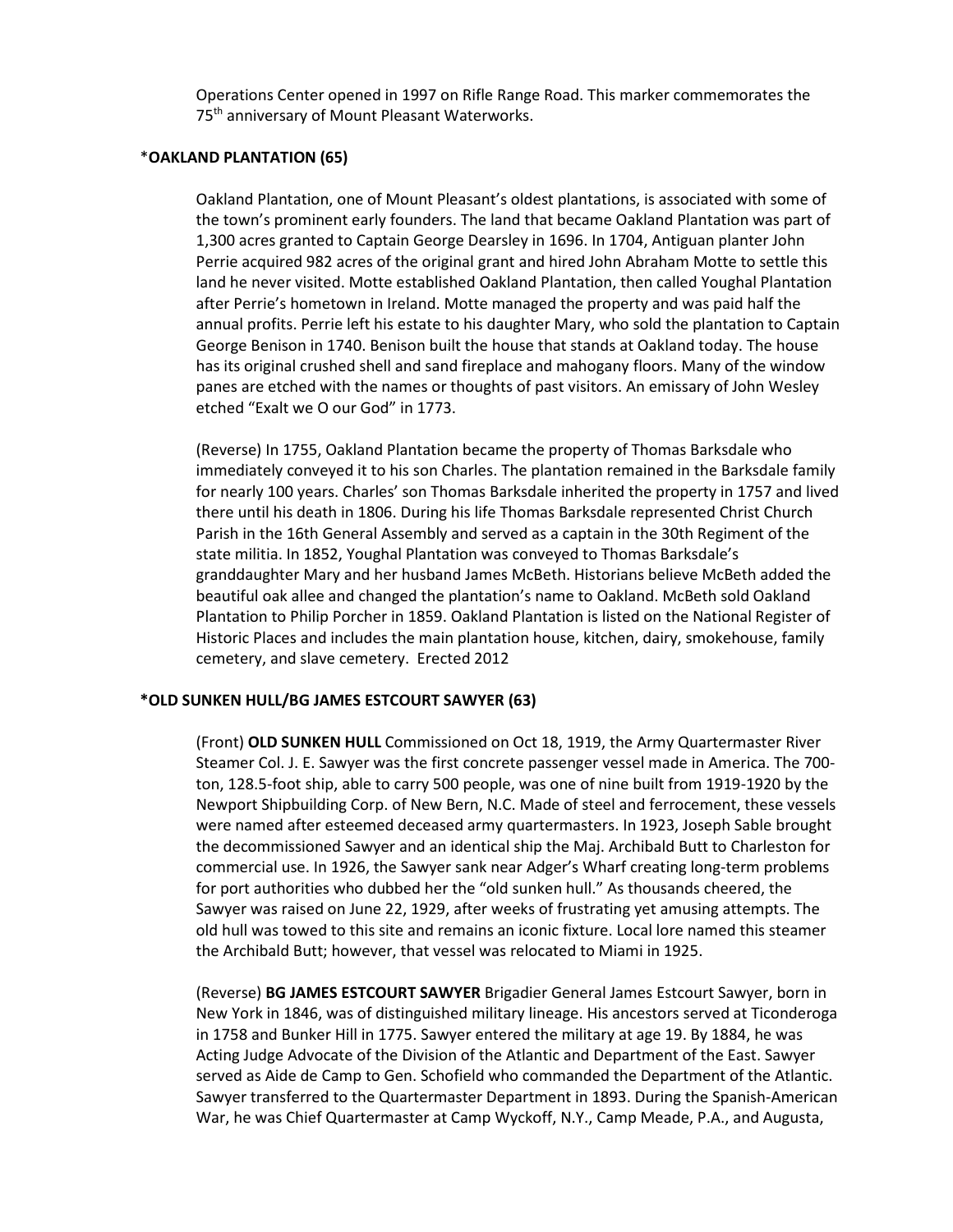Operations Center opened in 1997 on Rifle Range Road. This marker commemorates the 75th anniversary of Mount Pleasant Waterworks.

### *OAKLAND PLANTATION (65)

Oakland Plantation, one of Mount Pleasant's oldest plantations, is associated with some of the town's prominent early founders. The land that became Oakland Plantation was part of 1,300 acres granted to Captain George Dearsley in 1696. In 1704, Antiguan planter John Perrie acquired 982 acres of the original grant and hired John Abraham Motte to settle this land he never visited. Motte established Oakland Plantation, then called Youghal Plantation after Perrie's hometown in Ireland. Motte managed the property and was paid half the annual profits. Perrie left his estate to his daughter Mary, who sold the plantation to Captain George Benison in 1740. Benison built the house that stands at Oakland today. The house has its original crushed shell and sand fireplace and mahogany floors. Many of the window panes are etched with the names or thoughts of past visitors. An emissary of John Wesley etched "Exalt we O our God" in 1773.

(Reverse) In 1755, Oakland Plantation became the property of Thomas Barksdale who immediately conveyed it to his son Charles. The plantation remained in the Barksdale family for nearly 100 years. Charles' son Thomas Barksdale inherited the property in 1757 and lived there until his death in 1806. During his life Thomas Barksdale represented Christ Church Parish in the 16th General Assembly and served as a captain in the 30th Regiment of the state militia. In 1852, Youghal Plantation was conveyed to Thomas Barksdale's granddaughter Mary and her husband James McBeth. Historians believe McBeth added the beautiful oak allee and changed the plantation's name to Oakland. McBeth sold Oakland Plantation to Philip Porcher in 1859. Oakland Plantation is listed on the National Register of Historic Places and includes the main plantation house, kitchen, dairy, smokehouse, family cemetery, and slave cemetery. Erected 2012

### *OLD SUNKEN HULL/BG JAMES ESTCOURT SAWYER (63)

(Front) **OLD SUNKEN HULL** Commissioned on Oct 18, 1919, the Army Quartermaster River Steamer Col. J. E. Sawyer was the first concrete passenger vessel made in America. The 700-ton, 128.5-foot ship, able to carry 500 people, was one of nine built from 1919-1920 by the Newport Shipbuilding Corp. of New Bern, N.C. Made of steel and ferrocement, these vessels were named after esteemed deceased army quartermasters. In 1923, Joseph Sable brought the decommissioned Sawyer and an identical ship the Maj. Archibald Butt to Charleston for commercial use. In 1926, the Sawyer sank near Adger's Wharf creating long-term problems for port authorities who dubbed her the "old sunken hull." As thousands cheered, the Sawyer was raised on June 22, 1929, after weeks of frustrating yet amusing attempts. The old hull was towed to this site and remains an iconic fixture. Local lore named this steamer the Archibald Butt; however, that vessel was relocated to Miami in 1925.

(Reverse) **BG JAMES ESTCOURT SAWYER** Brigadier General James Estcourt Sawyer, born in New York in 1846, was of distinguished military lineage. His ancestors served at Ticonderoga in 1758 and Bunker Hill in 1775. Sawyer entered the military at age 19. By 1884, he was Acting Judge Advocate of the Division of the Atlantic and Department of the East. Sawyer served as Aide de Camp to Gen. Schofield who commanded the Department of the Atlantic. Sawyer transferred to the Quartermaster Department in 1893. During the Spanish-American War, he was Chief Quartermaster at Camp Wyckoff, N.Y., Camp Meade, P.A., and Augusta,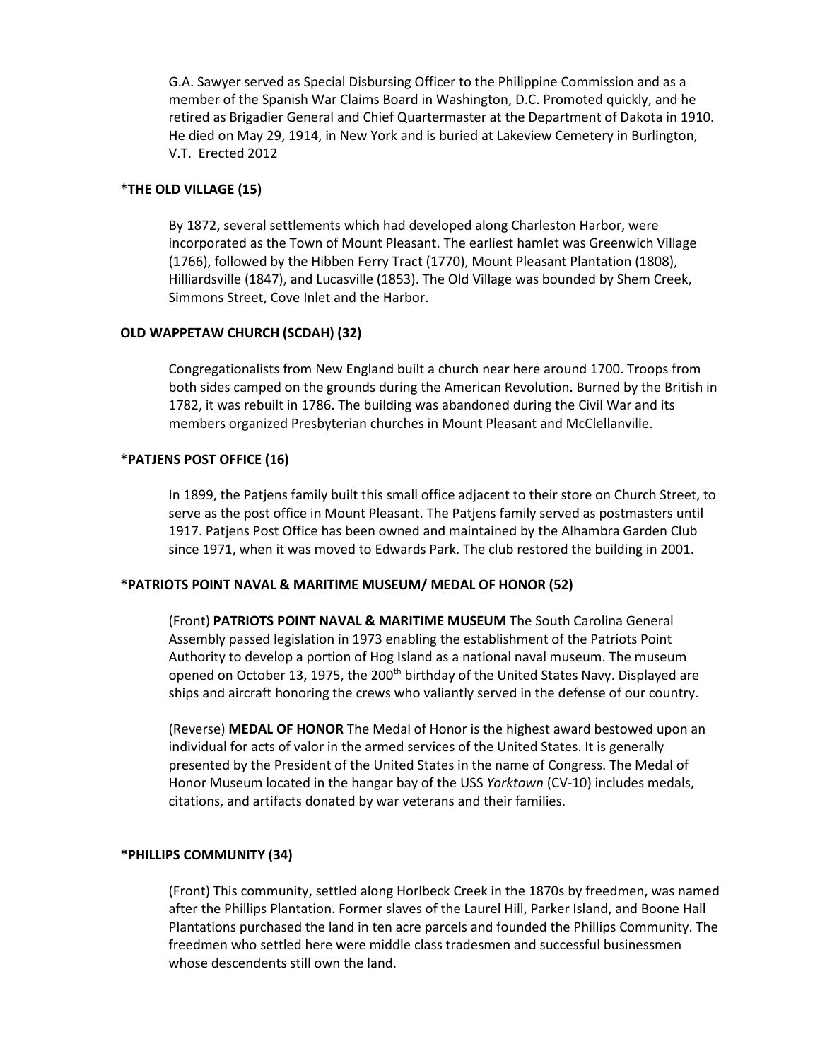G.A. Sawyer served as Special Disbursing Officer to the Philippine Commission and as a member of the Spanish War Claims Board in Washington, D.C. Promoted quickly, and he retired as Brigadier General and Chief Quartermaster at the Department of Dakota in 1910. He died on May 29, 1914, in New York and is buried at Lakeview Cemetery in Burlington, V.T. Erected 2012

**\*THE OLD VILLAGE (15)**

By 1872, several settlements which had developed along Charleston Harbor, were incorporated as the Town of Mount Pleasant. The earliest hamlet was Greenwich Village (1766), followed by the Hibben Ferry Tract (1770), Mount Pleasant Plantation (1808), Hilliardsville (1847), and Lucasville (1853). The Old Village was bounded by Shem Creek, Simmons Street, Cove Inlet and the Harbor.

**OLD WAPPETAW CHURCH (SCDAH) (32)**

Congregationalists from New England built a church near here around 1700. Troops from both sides camped on the grounds during the American Revolution. Burned by the British in 1782, it was rebuilt in 1786. The building was abandoned during the Civil War and its members organized Presbyterian churches in Mount Pleasant and McClellanville.

**\*PATJENS POST OFFICE (16)**

In 1899, the Patjens family built this small office adjacent to their store on Church Street, to serve as the post office in Mount Pleasant. The Patjens family served as postmasters until 1917. Patjens Post Office has been owned and maintained by the Alhambra Garden Club since 1971, when it was moved to Edwards Park. The club restored the building in 2001.

**\*PATRIOTS POINT NAVAL & MARITIME MUSEUM/ MEDAL OF HONOR (52)**

(Front) **PATRIOTS POINT NAVAL & MARITIME MUSEUM** The South Carolina General Assembly passed legislation in 1973 enabling the establishment of the Patriots Point Authority to develop a portion of Hog Island as a national naval museum. The museum opened on October 13, 1975, the 200th birthday of the United States Navy. Displayed are ships and aircraft honoring the crews who valiantly served in the defense of our country.

(Reverse) **MEDAL OF HONOR** The Medal of Honor is the highest award bestowed upon an individual for acts of valor in the armed services of the United States. It is generally presented by the President of the United States in the name of Congress. The Medal of Honor Museum located in the hangar bay of the USS *Yorktown* (CV-10) includes medals, citations, and artifacts donated by war veterans and their families.

**\*PHILLIPS COMMUNITY (34)**

(Front) This community, settled along Horlbeck Creek in the 1870s by freedmen, was named after the Phillips Plantation. Former slaves of the Laurel Hill, Parker Island, and Boone Hall Plantations purchased the land in ten acre parcels and founded the Phillips Community. The freedmen who settled here were middle class tradesmen and successful businessmen whose descendents still own the land.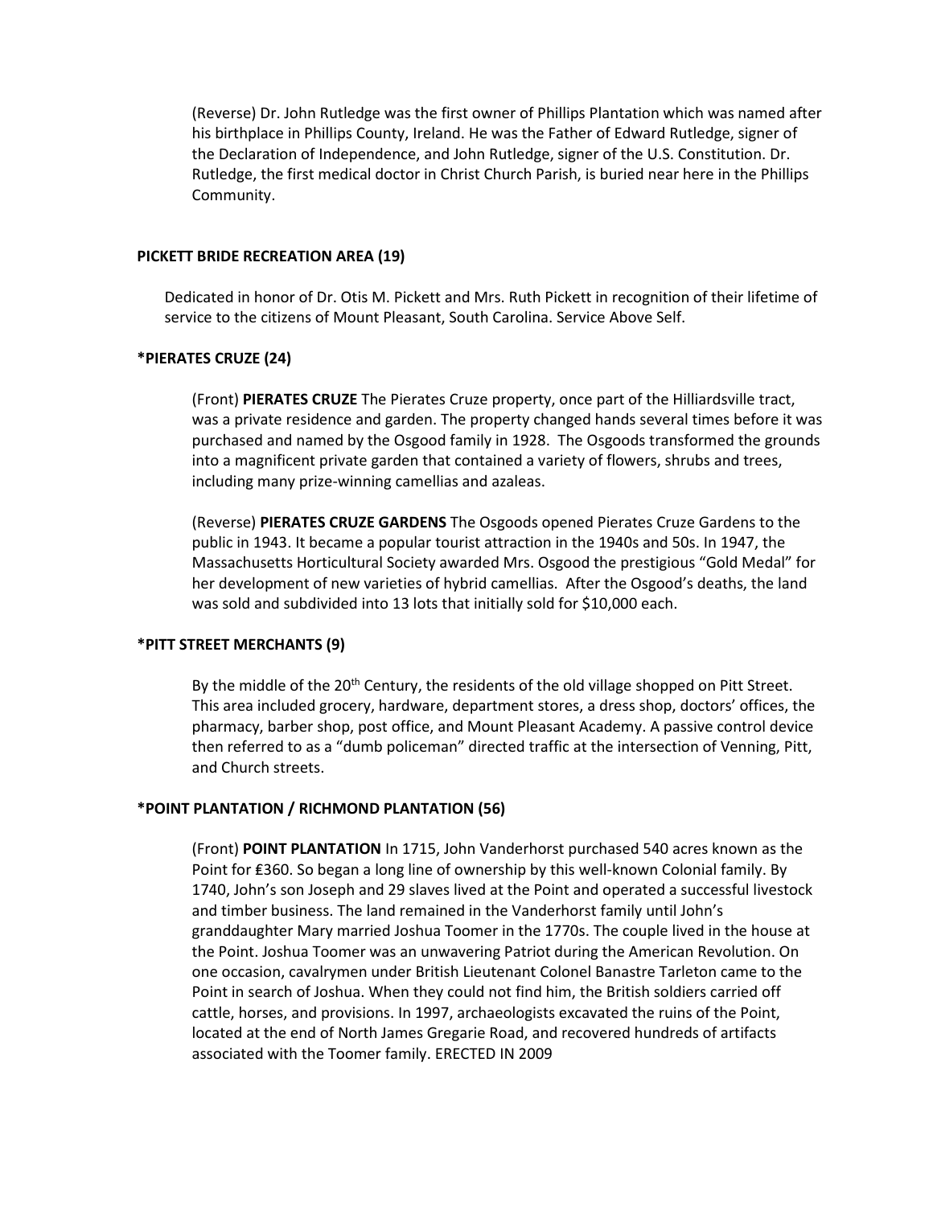(Reverse) Dr. John Rutledge was the first owner of Phillips Plantation which was named after his birthplace in Phillips County, Ireland. He was the Father of Edward Rutledge, signer of the Declaration of Independence, and John Rutledge, signer of the U.S. Constitution. Dr. Rutledge, the first medical doctor in Christ Church Parish, is buried near here in the Phillips Community.

**PICKETT BRIDE RECREATION AREA (19)**

Dedicated in honor of Dr. Otis M. Pickett and Mrs. Ruth Pickett in recognition of their lifetime of service to the citizens of Mount Pleasant, South Carolina. Service Above Self.

**\*PIERATES CRUZE (24)**

(Front) **PIERATES CRUZE** The Pierates Cruze property, once part of the Hilliardsville tract, was a private residence and garden. The property changed hands several times before it was purchased and named by the Osgood family in 1928. The Osgoods transformed the grounds into a magnificent private garden that contained a variety of flowers, shrubs and trees, including many prize-winning camellias and azaleas.

(Reverse) **PIERATES CRUZE GARDENS** The Osgoods opened Pierates Cruze Gardens to the public in 1943. It became a popular tourist attraction in the 1940s and 50s. In 1947, the Massachusetts Horticultural Society awarded Mrs. Osgood the prestigious "Gold Medal" for her development of new varieties of hybrid camellias. After the Osgood's deaths, the land was sold and subdivided into 13 lots that initially sold for $10,000 each.

**\*PITT STREET MERCHANTS (9)**

By the middle of the 20th Century, the residents of the old village shopped on Pitt Street. This area included grocery, hardware, department stores, a dress shop, doctors' offices, the pharmacy, barber shop, post office, and Mount Pleasant Academy. A passive control device then referred to as a "dumb policeman" directed traffic at the intersection of Venning, Pitt, and Church streets.

**\*POINT PLANTATION / RICHMOND PLANTATION (56)**

(Front) **POINT PLANTATION** In 1715, John Vanderhorst purchased 540 acres known as the Point for ₤360. So began a long line of ownership by this well-known Colonial family. By 1740, John's son Joseph and 29 slaves lived at the Point and operated a successful livestock and timber business. The land remained in the Vanderhorst family until John's granddaughter Mary married Joshua Toomer in the 1770s. The couple lived in the house at the Point. Joshua Toomer was an unwavering Patriot during the American Revolution. On one occasion, cavalrymen under British Lieutenant Colonel Banastre Tarleton came to the Point in search of Joshua. When they could not find him, the British soldiers carried off cattle, horses, and provisions. In 1997, archaeologists excavated the ruins of the Point, located at the end of North James Gregarie Road, and recovered hundreds of artifacts associated with the Toomer family. ERECTED IN 2009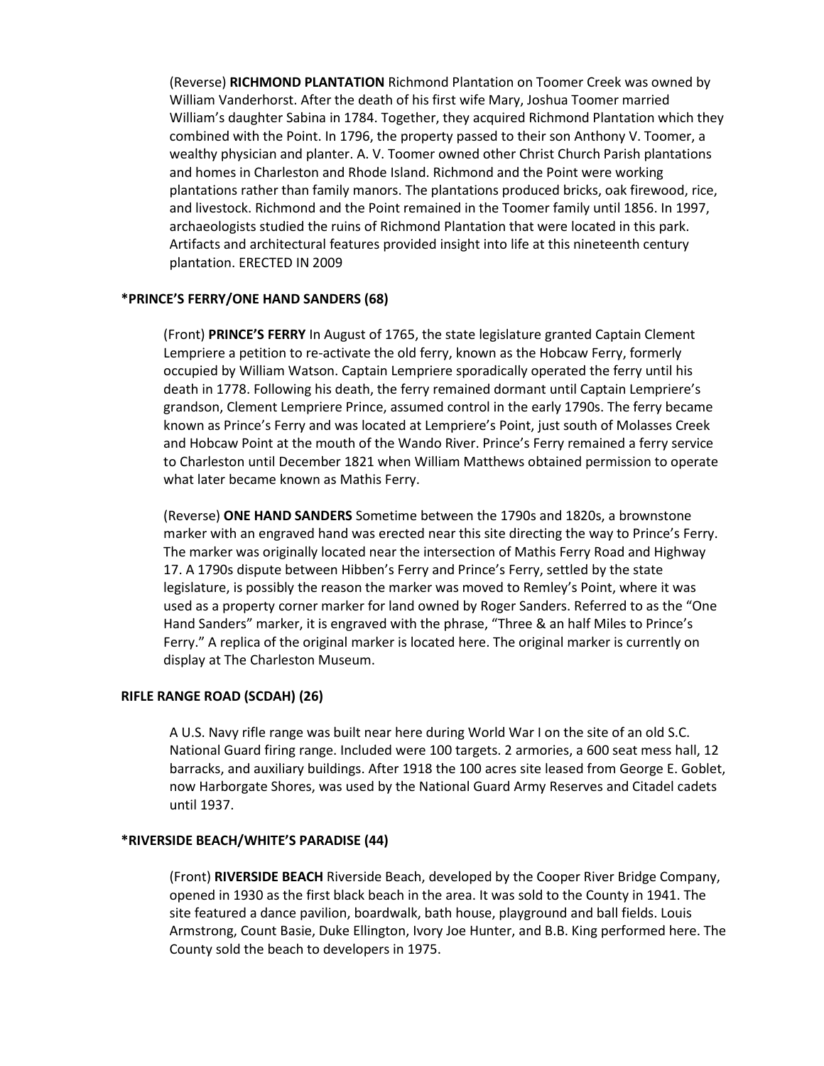(Reverse) **RICHMOND PLANTATION** Richmond Plantation on Toomer Creek was owned by William Vanderhorst. After the death of his first wife Mary, Joshua Toomer married William's daughter Sabina in 1784. Together, they acquired Richmond Plantation which they combined with the Point. In 1796, the property passed to their son Anthony V. Toomer, a wealthy physician and planter. A. V. Toomer owned other Christ Church Parish plantations and homes in Charleston and Rhode Island. Richmond and the Point were working plantations rather than family manors. The plantations produced bricks, oak firewood, rice, and livestock. Richmond and the Point remained in the Toomer family until 1856. In 1997, archaeologists studied the ruins of Richmond Plantation that were located in this park. Artifacts and architectural features provided insight into life at this nineteenth century plantation. ERECTED IN 2009

**\*PRINCE'S FERRY/ONE HAND SANDERS (68)**

(Front) **PRINCE'S FERRY** In August of 1765, the state legislature granted Captain Clement Lempriere a petition to re-activate the old ferry, known as the Hobcaw Ferry, formerly occupied by William Watson. Captain Lempriere sporadically operated the ferry until his death in 1778. Following his death, the ferry remained dormant until Captain Lempriere's grandson, Clement Lempriere Prince, assumed control in the early 1790s. The ferry became known as Prince's Ferry and was located at Lempriere's Point, just south of Molasses Creek and Hobcaw Point at the mouth of the Wando River. Prince's Ferry remained a ferry service to Charleston until December 1821 when William Matthews obtained permission to operate what later became known as Mathis Ferry.

(Reverse) **ONE HAND SANDERS** Sometime between the 1790s and 1820s, a brownstone marker with an engraved hand was erected near this site directing the way to Prince's Ferry. The marker was originally located near the intersection of Mathis Ferry Road and Highway 17. A 1790s dispute between Hibben's Ferry and Prince's Ferry, settled by the state legislature, is possibly the reason the marker was moved to Remley's Point, where it was used as a property corner marker for land owned by Roger Sanders. Referred to as the "One Hand Sanders" marker, it is engraved with the phrase, "Three & an half Miles to Prince's Ferry." A replica of the original marker is located here. The original marker is currently on display at The Charleston Museum.

**RIFLE RANGE ROAD (SCDAH) (26)**

A U.S. Navy rifle range was built near here during World War I on the site of an old S.C. National Guard firing range. Included were 100 targets. 2 armories, a 600 seat mess hall, 12 barracks, and auxiliary buildings. After 1918 the 100 acres site leased from George E. Goblet, now Harborgate Shores, was used by the National Guard Army Reserves and Citadel cadets until 1937.

**\*RIVERSIDE BEACH/WHITE'S PARADISE (44)**

(Front) **RIVERSIDE BEACH** Riverside Beach, developed by the Cooper River Bridge Company, opened in 1930 as the first black beach in the area. It was sold to the County in 1941. The site featured a dance pavilion, boardwalk, bath house, playground and ball fields. Louis Armstrong, Count Basie, Duke Ellington, Ivory Joe Hunter, and B.B. King performed here. The County sold the beach to developers in 1975.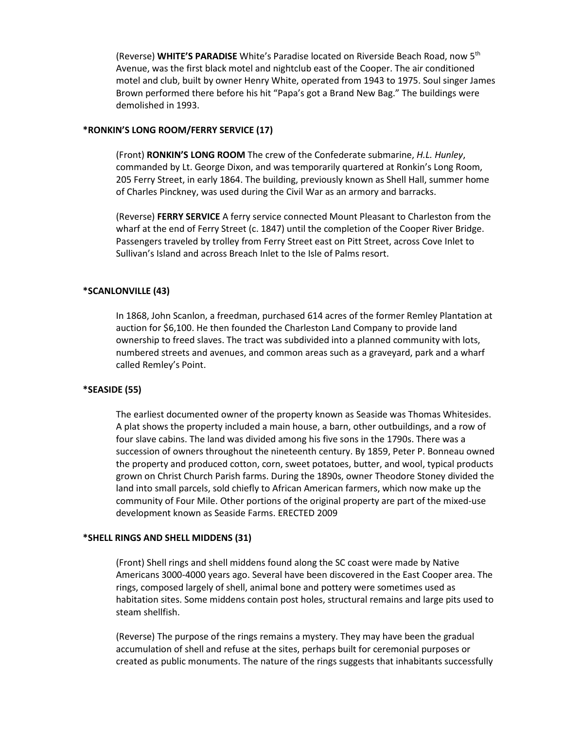(Reverse) **WHITE'S PARADISE** White's Paradise located on Riverside Beach Road, now 5th Avenue, was the first black motel and nightclub east of the Cooper. The air conditioned motel and club, built by owner Henry White, operated from 1943 to 1975. Soul singer James Brown performed there before his hit "Papa's got a Brand New Bag." The buildings were demolished in 1993.

**\*RONKIN'S LONG ROOM/FERRY SERVICE (17)**

(Front) **RONKIN'S LONG ROOM** The crew of the Confederate submarine, *H.L. Hunley*, commanded by Lt. George Dixon, and was temporarily quartered at Ronkin's Long Room, 205 Ferry Street, in early 1864. The building, previously known as Shell Hall, summer home of Charles Pinckney, was used during the Civil War as an armory and barracks.

(Reverse) **FERRY SERVICE** A ferry service connected Mount Pleasant to Charleston from the wharf at the end of Ferry Street (c. 1847) until the completion of the Cooper River Bridge. Passengers traveled by trolley from Ferry Street east on Pitt Street, across Cove Inlet to Sullivan's Island and across Breach Inlet to the Isle of Palms resort.

**\*SCANLONVILLE (43)**

In 1868, John Scanlon, a freedman, purchased 614 acres of the former Remley Plantation at auction for $6,100. He then founded the Charleston Land Company to provide land ownership to freed slaves. The tract was subdivided into a planned community with lots, numbered streets and avenues, and common areas such as a graveyard, park and a wharf called Remley's Point.

**\*SEASIDE (55)**

The earliest documented owner of the property known as Seaside was Thomas Whitesides. A plat shows the property included a main house, a barn, other outbuildings, and a row of four slave cabins. The land was divided among his five sons in the 1790s. There was a succession of owners throughout the nineteenth century. By 1859, Peter P. Bonneau owned the property and produced cotton, corn, sweet potatoes, butter, and wool, typical products grown on Christ Church Parish farms. During the 1890s, owner Theodore Stoney divided the land into small parcels, sold chiefly to African American farmers, which now make up the community of Four Mile. Other portions of the original property are part of the mixed-use development known as Seaside Farms. ERECTED 2009

**\*SHELL RINGS AND SHELL MIDDENS (31)**

(Front) Shell rings and shell middens found along the SC coast were made by Native Americans 3000-4000 years ago. Several have been discovered in the East Cooper area. The rings, composed largely of shell, animal bone and pottery were sometimes used as habitation sites. Some middens contain post holes, structural remains and large pits used to steam shellfish.

(Reverse) The purpose of the rings remains a mystery. They may have been the gradual accumulation of shell and refuse at the sites, perhaps built for ceremonial purposes or created as public monuments. The nature of the rings suggests that inhabitants successfully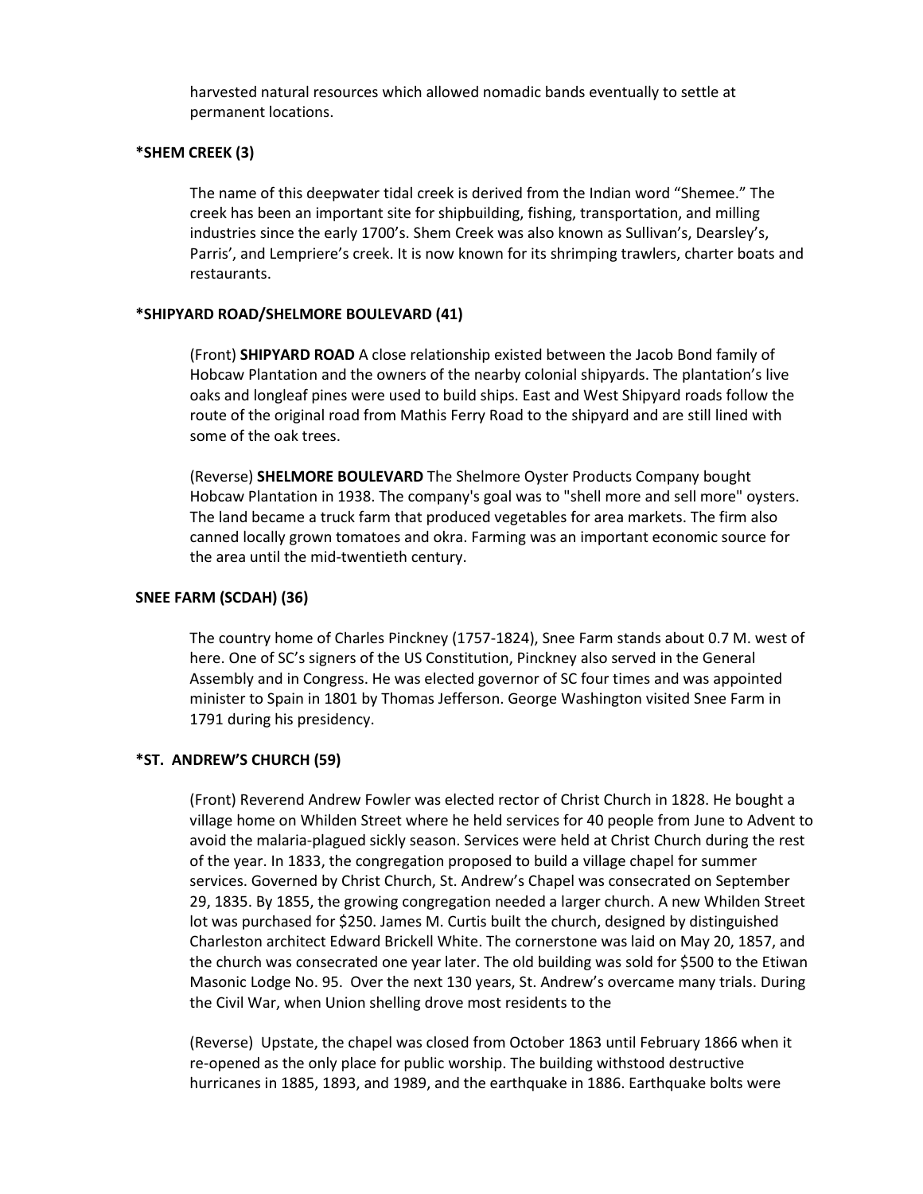harvested natural resources which allowed nomadic bands eventually to settle at permanent locations.

**\*SHEM CREEK (3)**

The name of this deepwater tidal creek is derived from the Indian word "Shemee." The creek has been an important site for shipbuilding, fishing, transportation, and milling industries since the early 1700's. Shem Creek was also known as Sullivan's, Dearsley's, Parris', and Lempriere's creek. It is now known for its shrimping trawlers, charter boats and restaurants.

**\*SHIPYARD ROAD/SHELMORE BOULEVARD (41)**

(Front) **SHIPYARD ROAD** A close relationship existed between the Jacob Bond family of Hobcaw Plantation and the owners of the nearby colonial shipyards. The plantation's live oaks and longleaf pines were used to build ships. East and West Shipyard roads follow the route of the original road from Mathis Ferry Road to the shipyard and are still lined with some of the oak trees.

(Reverse) **SHELMORE BOULEVARD** The Shelmore Oyster Products Company bought Hobcaw Plantation in 1938. The company's goal was to "shell more and sell more" oysters. The land became a truck farm that produced vegetables for area markets. The firm also canned locally grown tomatoes and okra. Farming was an important economic source for the area until the mid-twentieth century.

**SNEE FARM (SCDAH) (36)**

The country home of Charles Pinckney (1757-1824), Snee Farm stands about 0.7 M. west of here. One of SC's signers of the US Constitution, Pinckney also served in the General Assembly and in Congress. He was elected governor of SC four times and was appointed minister to Spain in 1801 by Thomas Jefferson. George Washington visited Snee Farm in 1791 during his presidency.

**\*ST. ANDREW'S CHURCH (59)**

(Front) Reverend Andrew Fowler was elected rector of Christ Church in 1828. He bought a village home on Whilden Street where he held services for 40 people from June to Advent to avoid the malaria-plagued sickly season. Services were held at Christ Church during the rest of the year. In 1833, the congregation proposed to build a village chapel for summer services. Governed by Christ Church, St. Andrew's Chapel was consecrated on September 29, 1835. By 1855, the growing congregation needed a larger church. A new Whilden Street lot was purchased for $250. James M. Curtis built the church, designed by distinguished Charleston architect Edward Brickell White. The cornerstone was laid on May 20, 1857, and the church was consecrated one year later. The old building was sold for $500 to the Etiwan Masonic Lodge No. 95. Over the next 130 years, St. Andrew's overcame many trials. During the Civil War, when Union shelling drove most residents to the

(Reverse) Upstate, the chapel was closed from October 1863 until February 1866 when it re-opened as the only place for public worship. The building withstood destructive hurricanes in 1885, 1893, and 1989, and the earthquake in 1886. Earthquake bolts were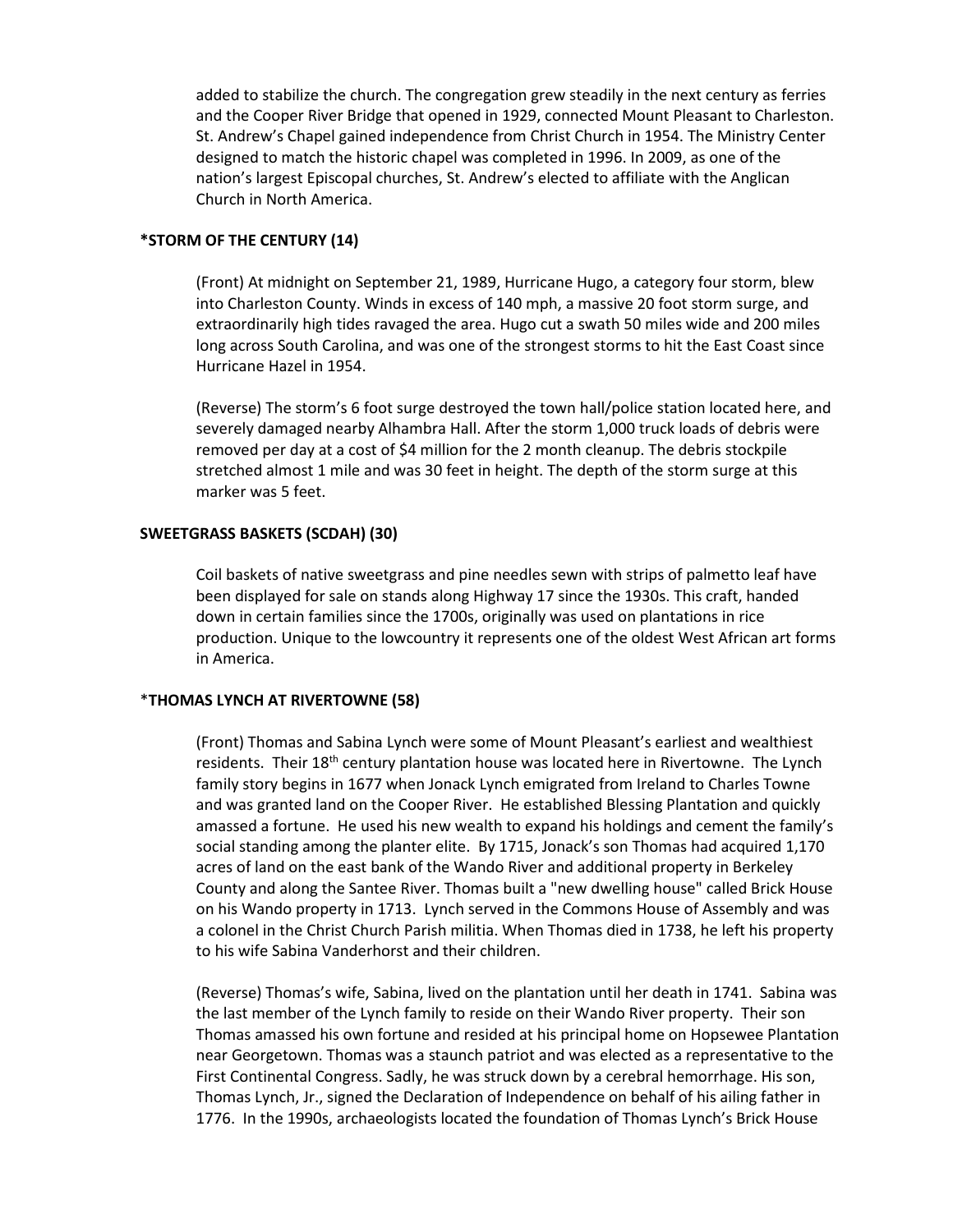added to stabilize the church. The congregation grew steadily in the next century as ferries and the Cooper River Bridge that opened in 1929, connected Mount Pleasant to Charleston. St. Andrew's Chapel gained independence from Christ Church in 1954. The Ministry Center designed to match the historic chapel was completed in 1996. In 2009, as one of the nation's largest Episcopal churches, St. Andrew's elected to affiliate with the Anglican Church in North America.

**\*STORM OF THE CENTURY (14)**

(Front) At midnight on September 21, 1989, Hurricane Hugo, a category four storm, blew into Charleston County. Winds in excess of 140 mph, a massive 20 foot storm surge, and extraordinarily high tides ravaged the area. Hugo cut a swath 50 miles wide and 200 miles long across South Carolina, and was one of the strongest storms to hit the East Coast since Hurricane Hazel in 1954.

(Reverse) The storm's 6 foot surge destroyed the town hall/police station located here, and severely damaged nearby Alhambra Hall. After the storm 1,000 truck loads of debris were removed per day at a cost of $4 million for the 2 month cleanup. The debris stockpile stretched almost 1 mile and was 30 feet in height. The depth of the storm surge at this marker was 5 feet.

**SWEETGRASS BASKETS (SCDAH) (30)**

Coil baskets of native sweetgrass and pine needles sewn with strips of palmetto leaf have been displayed for sale on stands along Highway 17 since the 1930s. This craft, handed down in certain families since the 1700s, originally was used on plantations in rice production. Unique to the lowcountry it represents one of the oldest West African art forms in America.

\***THOMAS LYNCH AT RIVERTOWNE (58)**

(Front) Thomas and Sabina Lynch were some of Mount Pleasant's earliest and wealthiest residents. Their 18th century plantation house was located here in Rivertowne. The Lynch family story begins in 1677 when Jonack Lynch emigrated from Ireland to Charles Towne and was granted land on the Cooper River. He established Blessing Plantation and quickly amassed a fortune. He used his new wealth to expand his holdings and cement the family's social standing among the planter elite. By 1715, Jonack's son Thomas had acquired 1,170 acres of land on the east bank of the Wando River and additional property in Berkeley County and along the Santee River. Thomas built a "new dwelling house" called Brick House on his Wando property in 1713. Lynch served in the Commons House of Assembly and was a colonel in the Christ Church Parish militia. When Thomas died in 1738, he left his property to his wife Sabina Vanderhorst and their children.

(Reverse) Thomas's wife, Sabina, lived on the plantation until her death in 1741. Sabina was the last member of the Lynch family to reside on their Wando River property. Their son Thomas amassed his own fortune and resided at his principal home on Hopsewee Plantation near Georgetown. Thomas was a staunch patriot and was elected as a representative to the First Continental Congress. Sadly, he was struck down by a cerebral hemorrhage. His son, Thomas Lynch, Jr., signed the Declaration of Independence on behalf of his ailing father in 1776. In the 1990s, archaeologists located the foundation of Thomas Lynch's Brick House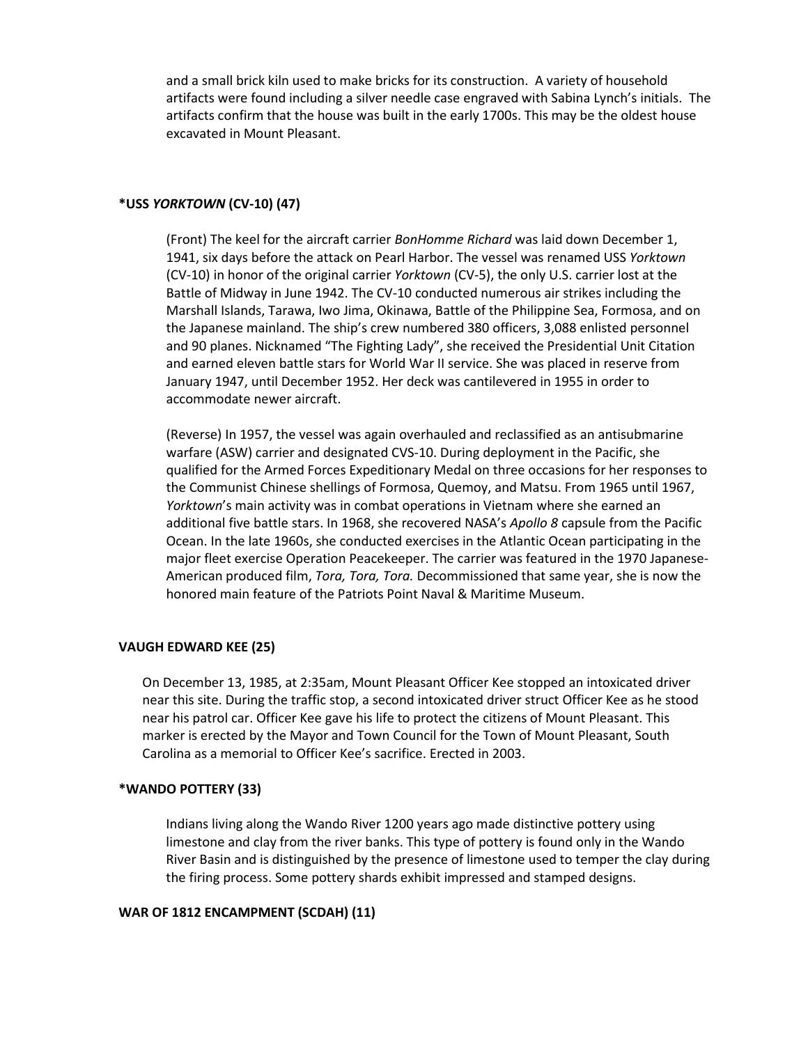and a small brick kiln used to make bricks for its construction.  A variety of household artifacts were found including a silver needle case engraved with Sabina Lynch's initials.  The artifacts confirm that the house was built in the early 1700s. This may be the oldest house excavated in Mount Pleasant.

### *USS *YORKTOWN* (CV-10) (47)

(Front) The keel for the aircraft carrier *BonHomme Richard* was laid down December 1, 1941, six days before the attack on Pearl Harbor. The vessel was renamed USS *Yorktown* (CV-10) in honor of the original carrier *Yorktown* (CV-5), the only U.S. carrier lost at the Battle of Midway in June 1942. The CV-10 conducted numerous air strikes including the Marshall Islands, Tarawa, Iwo Jima, Okinawa, Battle of the Philippine Sea, Formosa, and on the Japanese mainland. The ship's crew numbered 380 officers, 3,088 enlisted personnel and 90 planes. Nicknamed "The Fighting Lady", she received the Presidential Unit Citation and earned eleven battle stars for World War II service. She was placed in reserve from January 1947, until December 1952. Her deck was cantilevered in 1955 in order to accommodate newer aircraft.

(Reverse) In 1957, the vessel was again overhauled and reclassified as an antisubmarine warfare (ASW) carrier and designated CVS-10. During deployment in the Pacific, she qualified for the Armed Forces Expeditionary Medal on three occasions for her responses to the Communist Chinese shellings of Formosa, Quemoy, and Matsu. From 1965 until 1967, *Yorktown*'s main activity was in combat operations in Vietnam where she earned an additional five battle stars. In 1968, she recovered NASA's *Apollo 8* capsule from the Pacific Ocean. In the late 1960s, she conducted exercises in the Atlantic Ocean participating in the major fleet exercise Operation Peacekeeper. The carrier was featured in the 1970 Japanese-American produced film, *Tora, Tora, Tora.* Decommissioned that same year, she is now the honored main feature of the Patriots Point Naval & Maritime Museum.

### VAUGH EDWARD KEE (25)

On December 13, 1985, at 2:35am, Mount Pleasant Officer Kee stopped an intoxicated driver near this site. During the traffic stop, a second intoxicated driver struct Officer Kee as he stood near his patrol car. Officer Kee gave his life to protect the citizens of Mount Pleasant. This marker is erected by the Mayor and Town Council for the Town of Mount Pleasant, South Carolina as a memorial to Officer Kee's sacrifice. Erected in 2003.

### *WANDO POTTERY (33)

Indians living along the Wando River 1200 years ago made distinctive pottery using limestone and clay from the river banks. This type of pottery is found only in the Wando River Basin and is distinguished by the presence of limestone used to temper the clay during the firing process. Some pottery shards exhibit impressed and stamped designs.

### WAR OF 1812 ENCAMPMENT (SCDAH) (11)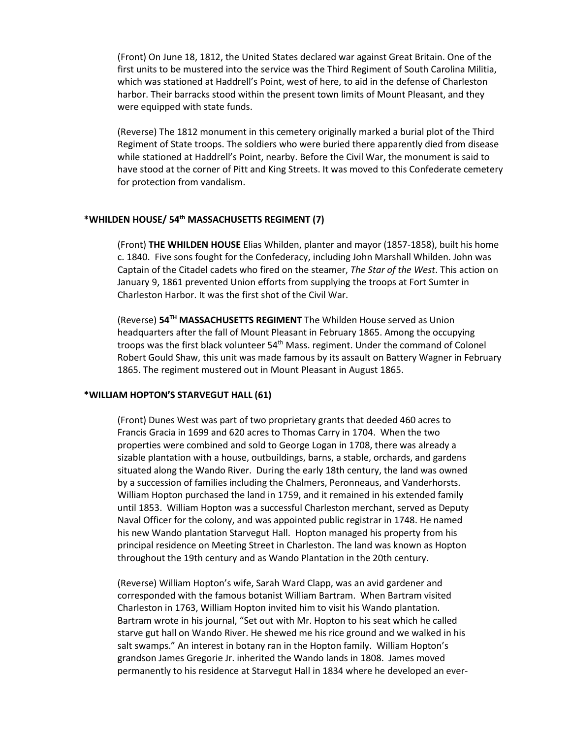(Front) On June 18, 1812, the United States declared war against Great Britain. One of the first units to be mustered into the service was the Third Regiment of South Carolina Militia, which was stationed at Haddrell's Point, west of here, to aid in the defense of Charleston harbor. Their barracks stood within the present town limits of Mount Pleasant, and they were equipped with state funds.

(Reverse) The 1812 monument in this cemetery originally marked a burial plot of the Third Regiment of State troops. The soldiers who were buried there apparently died from disease while stationed at Haddrell's Point, nearby. Before the Civil War, the monument is said to have stood at the corner of Pitt and King Streets. It was moved to this Confederate cemetery for protection from vandalism.

### *WHILDEN HOUSE/ 54th MASSACHUSETTS REGIMENT (7)

(Front) **THE WHILDEN HOUSE** Elias Whilden, planter and mayor (1857-1858), built his home c. 1840. Five sons fought for the Confederacy, including John Marshall Whilden. John was Captain of the Citadel cadets who fired on the steamer, *The Star of the West*. This action on January 9, 1861 prevented Union efforts from supplying the troops at Fort Sumter in Charleston Harbor. It was the first shot of the Civil War.

(Reverse) **54TH MASSACHUSETTS REGIMENT** The Whilden House served as Union headquarters after the fall of Mount Pleasant in February 1865. Among the occupying troops was the first black volunteer 54th Mass. regiment. Under the command of Colonel Robert Gould Shaw, this unit was made famous by its assault on Battery Wagner in February 1865. The regiment mustered out in Mount Pleasant in August 1865.

### *WILLIAM HOPTON'S STARVEGUT HALL (61)

(Front) Dunes West was part of two proprietary grants that deeded 460 acres to Francis Gracia in 1699 and 620 acres to Thomas Carry in 1704. When the two properties were combined and sold to George Logan in 1708, there was already a sizable plantation with a house, outbuildings, barns, a stable, orchards, and gardens situated along the Wando River. During the early 18th century, the land was owned by a succession of families including the Chalmers, Peronneaus, and Vanderhorsts. William Hopton purchased the land in 1759, and it remained in his extended family until 1853. William Hopton was a successful Charleston merchant, served as Deputy Naval Officer for the colony, and was appointed public registrar in 1748. He named his new Wando plantation Starvegut Hall. Hopton managed his property from his principal residence on Meeting Street in Charleston. The land was known as Hopton throughout the 19th century and as Wando Plantation in the 20th century.

(Reverse) William Hopton's wife, Sarah Ward Clapp, was an avid gardener and corresponded with the famous botanist William Bartram. When Bartram visited Charleston in 1763, William Hopton invited him to visit his Wando plantation. Bartram wrote in his journal, "Set out with Mr. Hopton to his seat which he called starve gut hall on Wando River. He shewed me his rice ground and we walked in his salt swamps." An interest in botany ran in the Hopton family. William Hopton's grandson James Gregorie Jr. inherited the Wando lands in 1808. James moved permanently to his residence at Starvegut Hall in 1834 where he developed an ever-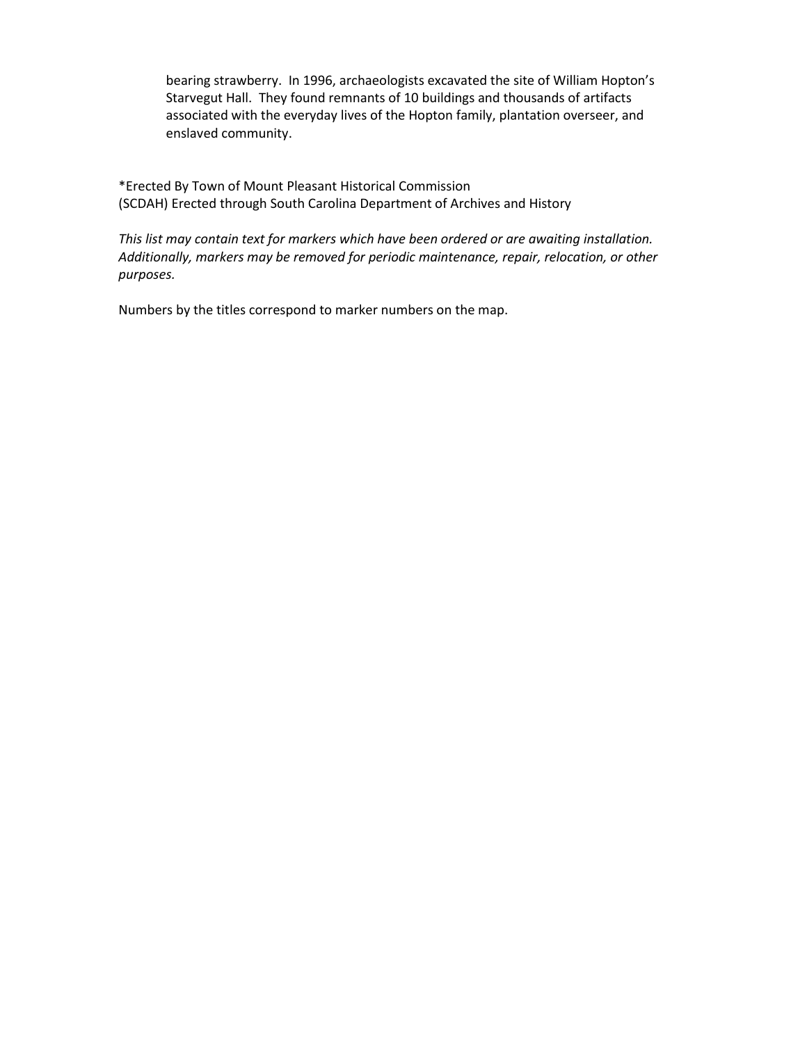bearing strawberry. In 1996, archaeologists excavated the site of William Hopton's Starvegut Hall. They found remnants of 10 buildings and thousands of artifacts associated with the everyday lives of the Hopton family, plantation overseer, and enslaved community.

*Erected By Town of Mount Pleasant Historical Commission
(SCDAH) Erected through South Carolina Department of Archives and History

*This list may contain text for markers which have been ordered or are awaiting installation. Additionally, markers may be removed for periodic maintenance, repair, relocation, or other purposes.*

Numbers by the titles correspond to marker numbers on the map.